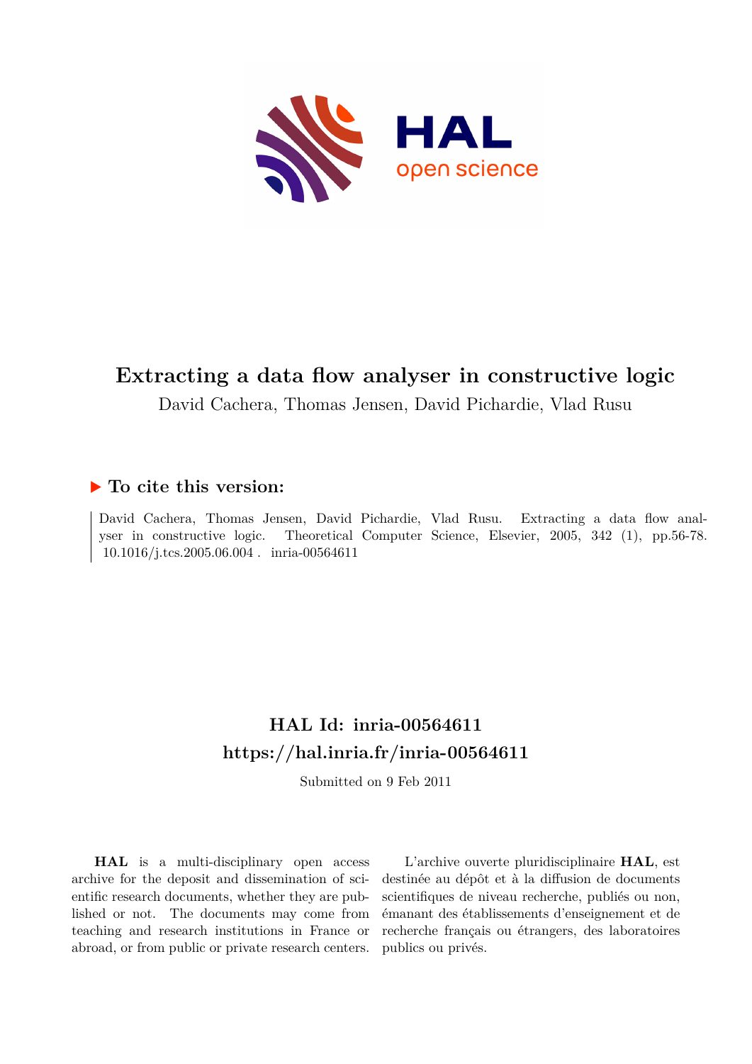# Extracting a data flow analyser in constructive logic

David Cachera, Thomas Jensen, David Pichardie, Vlad Rusu

## ▶ To cite this version:

David Cachera, Thomas Jensen, David Pichardie, Vlad Rusu. Extracting a data flow analyser in constructive logic. Theoretical Computer Science, Elsevier, 2005, 342 (1), pp.56-78. 10.1016/j.tcs.2005.06.004 . inria-00564611

## HAL Id: inria-00564611

## https://hal.inria.fr/inria-00564611

Submitted on 9 Feb 2011

**HAL** is a multi-disciplinary open access archive for the deposit and dissemination of scientific research documents, whether they are published or not. The documents may come from teaching and research institutions in France or abroad, or from public or private research centers.

L'archive ouverte pluridisciplinaire **HAL**, est destinée au dépôt et à la diffusion de documents scientifiques de niveau recherche, publiés ou non, émanant des établissements d'enseignement et de recherche français ou étrangers, des laboratoires publics ou privés.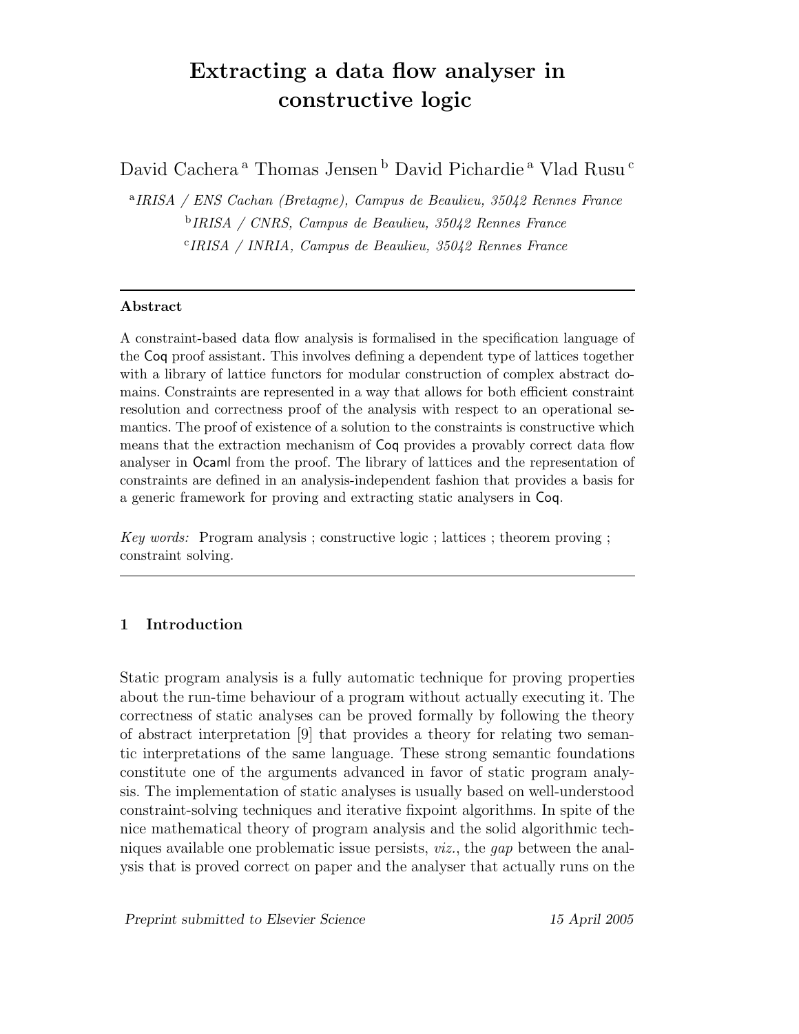# Extracting a data flow analyser in constructive logic

David Cachera [a] Thomas Jensen [b] David Pichardie [a] Vlad Rusu [c]

[a] *IRISA / ENS Cachan (Bretagne), Campus de Beaulieu, 35042 Rennes France*

[b] *IRISA / CNRS, Campus de Beaulieu, 35042 Rennes France*

[c] *IRISA / INRIA, Campus de Beaulieu, 35042 Rennes France*

---

**Abstract**

A constraint-based data flow analysis is formalised in the specification language of the Coq proof assistant. This involves defining a dependent type of lattices together with a library of lattice functors for modular construction of complex abstract domains. Constraints are represented in a way that allows for both efficient constraint resolution and correctness proof of the analysis with respect to an operational semantics. The proof of existence of a solution to the constraints is constructive which means that the extraction mechanism of Coq provides a provably correct data flow analyser in Ocaml from the proof. The library of lattices and the representation of constraints are defined in an analysis-independent fashion that provides a basis for a generic framework for proving and extracting static analysers in Coq.

*Key words:* Program analysis ; constructive logic ; lattices ; theorem proving ; constraint solving.

---

## 1 Introduction

Static program analysis is a fully automatic technique for proving properties about the run-time behaviour of a program without actually executing it. The correctness of static analyses can be proved formally by following the theory of abstract interpretation [9] that provides a theory for relating two semantic interpretations of the same language. These strong semantic foundations constitute one of the arguments advanced in favor of static program analysis. The implementation of static analyses is usually based on well-understood constraint-solving techniques and iterative fixpoint algorithms. In spite of the nice mathematical theory of program analysis and the solid algorithmic techniques available one problematic issue persists, *viz.*, the *gap* between the analysis that is proved correct on paper and the analyser that actually runs on the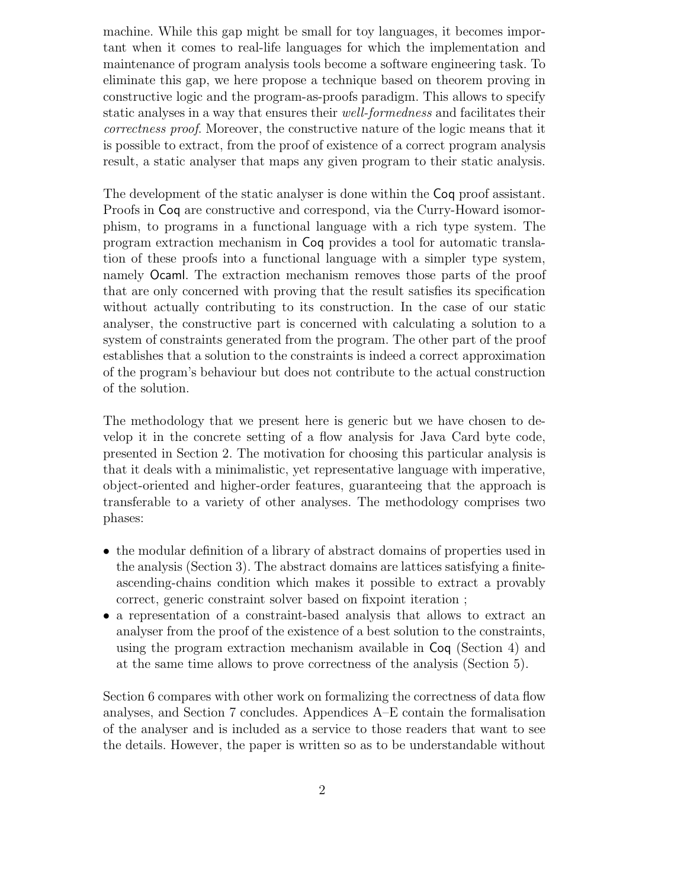machine. While this gap might be small for toy languages, it becomes important when it comes to real-life languages for which the implementation and maintenance of program analysis tools become a software engineering task. To eliminate this gap, we here propose a technique based on theorem proving in constructive logic and the program-as-proofs paradigm. This allows to specify static analyses in a way that ensures their *well-formedness* and facilitates their *correctness proof*. Moreover, the constructive nature of the logic means that it is possible to extract, from the proof of existence of a correct program analysis result, a static analyser that maps any given program to their static analysis.

The development of the static analyser is done within the Coq proof assistant. Proofs in Coq are constructive and correspond, via the Curry-Howard isomorphism, to programs in a functional language with a rich type system. The program extraction mechanism in Coq provides a tool for automatic translation of these proofs into a functional language with a simpler type system, namely Ocaml. The extraction mechanism removes those parts of the proof that are only concerned with proving that the result satisfies its specification without actually contributing to its construction. In the case of our static analyser, the constructive part is concerned with calculating a solution to a system of constraints generated from the program. The other part of the proof establishes that a solution to the constraints is indeed a correct approximation of the program's behaviour but does not contribute to the actual construction of the solution.

The methodology that we present here is generic but we have chosen to develop it in the concrete setting of a flow analysis for Java Card byte code, presented in Section 2. The motivation for choosing this particular analysis is that it deals with a minimalistic, yet representative language with imperative, object-oriented and higher-order features, guaranteeing that the approach is transferable to a variety of other analyses. The methodology comprises two phases:

- the modular definition of a library of abstract domains of properties used in the analysis (Section 3). The abstract domains are lattices satisfying a finite-ascending-chains condition which makes it possible to extract a provably correct, generic constraint solver based on fixpoint iteration ;
- a representation of a constraint-based analysis that allows to extract an analyser from the proof of the existence of a best solution to the constraints, using the program extraction mechanism available in Coq (Section 4) and at the same time allows to prove correctness of the analysis (Section 5).

Section 6 compares with other work on formalizing the correctness of data flow analyses, and Section 7 concludes. Appendices A–E contain the formalisation of the analyser and is included as a service to those readers that want to see the details. However, the paper is written so as to be understandable without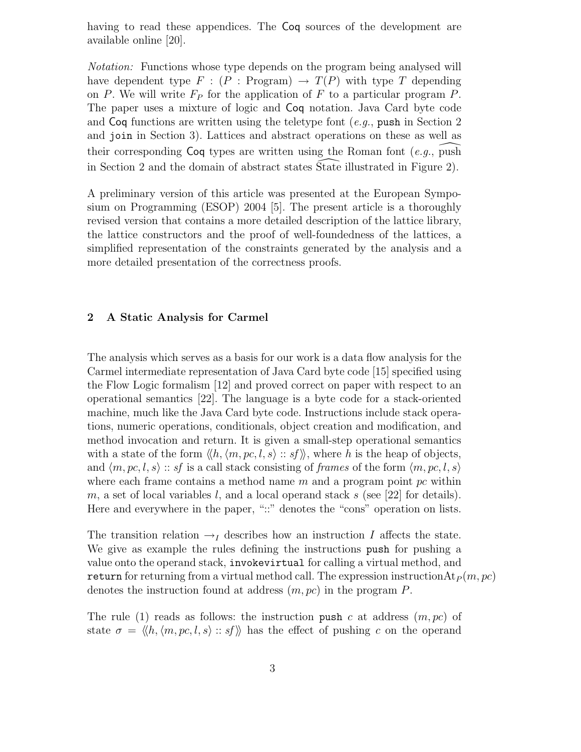having to read these appendices. The Coq sources of the development are available online [20].

*Notation:* Functions whose type depends on the program being analysed will have dependent type $F : (P : \text{Program}) \rightarrow T(P)$ with type $T$ depending on $P$. We will write $F_P$ for the application of $F$ to a particular program $P$. The paper uses a mixture of logic and Coq notation. Java Card byte code and Coq functions are written using the teletype font (*e.g.*, `push` in Section 2 and `join` in Section 3). Lattices and abstract operations on these as well as their corresponding Coq types are written using the Roman font (*e.g.*, $\widehat{\text{push}}$ in Section 2 and the domain of abstract states $\widehat{\text{State}}$ illustrated in Figure 2).

A preliminary version of this article was presented at the European Symposium on Programming (ESOP) 2004 [5]. The present article is a thoroughly revised version that contains a more detailed description of the lattice library, the lattice constructors and the proof of well-foundedness of the lattices, a simplified representation of the constraints generated by the analysis and a more detailed presentation of the correctness proofs.

## 2 A Static Analysis for Carmel

The analysis which serves as a basis for our work is a data flow analysis for the Carmel intermediate representation of Java Card byte code [15] specified using the Flow Logic formalism [12] and proved correct on paper with respect to an operational semantics [22]. The language is a byte code for a stack-oriented machine, much like the Java Card byte code. Instructions include stack operations, numeric operations, conditionals, object creation and modification, and method invocation and return. It is given a small-step operational semantics with a state of the form $\langle\!\langle h, \langle m, pc, l, s\rangle :: sf\rangle\!\rangle$, where $h$ is the heap of objects, and $\langle m, pc, l, s\rangle :: sf$ is a call stack consisting of *frames* of the form $\langle m, pc, l, s\rangle$ where each frame contains a method name $m$ and a program point $pc$ within $m$, a set of local variables $l$, and a local operand stack $s$ (see [22] for details). Here and everywhere in the paper, "::" denotes the "cons" operation on lists.

The transition relation $\rightarrow_I$ describes how an instruction $I$ affects the state. We give as example the rules defining the instructions `push` for pushing a value onto the operand stack, `invokevirtual` for calling a virtual method, and `return` for returning from a virtual method call. The expression $\text{instructionAt}_P(m, pc)$ denotes the instruction found at address $(m, pc)$ in the program $P$.

The rule (1) reads as follows: the instruction `push` $c$ at address $(m, pc)$ of state $\sigma = \langle\!\langle h, \langle m, pc, l, s\rangle :: sf\rangle\!\rangle$ has the effect of pushing $c$ on the operand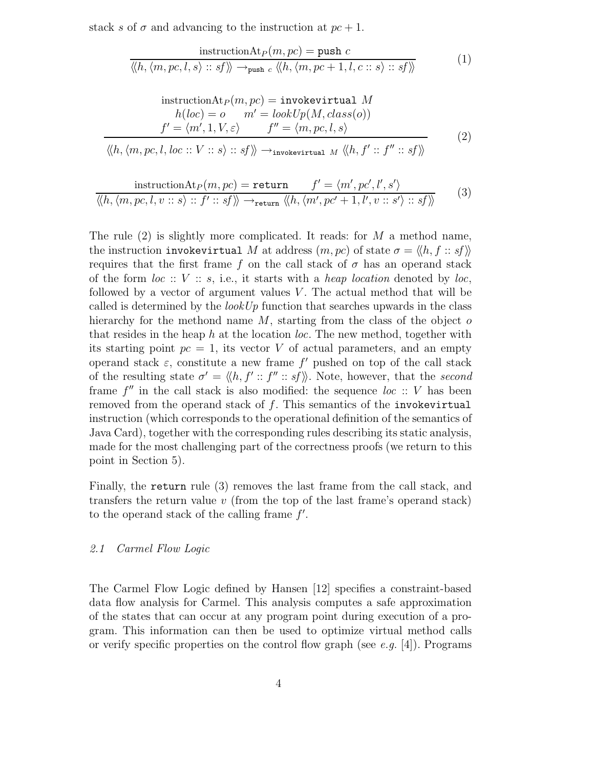stack $s$ of $\sigma$ and advancing to the instruction at $pc + 1$.

$$\frac{\text{instructionAt}_P(m, pc) = \texttt{push}\ c}{\langle\!\langle h, \langle m, pc, l, s\rangle :: sf\rangle\!\rangle \rightarrow_{\texttt{push}\ c} \langle\!\langle h, \langle m, pc+1, l, c :: s\rangle :: sf\rangle\!\rangle} \tag{1}$$

$$\frac{\begin{array}{c}\text{instructionAt}_P(m, pc) = \texttt{invokevirtual}\ M \\ h(loc) = o \qquad m' = lookUp(M, class(o)) \\ f' = \langle m', 1, V, \varepsilon\rangle \qquad f'' = \langle m, pc, l, s\rangle\end{array}}{\langle\!\langle h, \langle m, pc, l, loc :: V :: s\rangle :: sf\rangle\!\rangle \rightarrow_{\texttt{invokevirtual}\ M} \langle\!\langle h, f' :: f'' :: sf\rangle\!\rangle} \tag{2}$$

$$\frac{\text{instructionAt}_P(m, pc) = \texttt{return} \qquad f' = \langle m', pc', l', s'\rangle}{\langle\!\langle h, \langle m, pc, l, v :: s\rangle :: f' :: sf\rangle\!\rangle \rightarrow_{\texttt{return}} \langle\!\langle h, \langle m', pc'+1, l', v :: s'\rangle :: sf\rangle\!\rangle} \tag{3}$$

The rule (2) is slightly more complicated. It reads: for $M$ a method name, the instruction `invokevirtual` $M$ at address $(m, pc)$ of state $\sigma = \langle\!\langle h, f :: sf\rangle\!\rangle$ requires that the first frame $f$ on the call stack of $\sigma$ has an operand stack of the form $loc :: V :: s$, i.e., it starts with a *heap location* denoted by $loc$, followed by a vector of argument values $V$. The actual method that will be called is determined by the *lookUp* function that searches upwards in the class hierarchy for the methond name $M$, starting from the class of the object $o$ that resides in the heap $h$ at the location $loc$. The new method, together with its starting point $pc = 1$, its vector $V$ of actual parameters, and an empty operand stack $\varepsilon$, constitute a new frame $f'$ pushed on top of the call stack of the resulting state $\sigma' = \langle\!\langle h, f' :: f'' :: sf\rangle\!\rangle$. Note, however, that the *second* frame $f''$ in the call stack is also modified: the sequence $loc :: V$ has been removed from the operand stack of $f$. This semantics of the `invokevirtual` instruction (which corresponds to the operational definition of the semantics of Java Card), together with the corresponding rules describing its static analysis, made for the most challenging part of the correctness proofs (we return to this point in Section 5).

Finally, the `return` rule (3) removes the last frame from the call stack, and transfers the return value $v$ (from the top of the last frame's operand stack) to the operand stack of the calling frame $f'$.

### 2.1 Carmel Flow Logic

The Carmel Flow Logic defined by Hansen [12] specifies a constraint-based data flow analysis for Carmel. This analysis computes a safe approximation of the states that can occur at any program point during execution of a program. This information can then be used to optimize virtual method calls or verify specific properties on the control flow graph (see *e.g.* [4]). Programs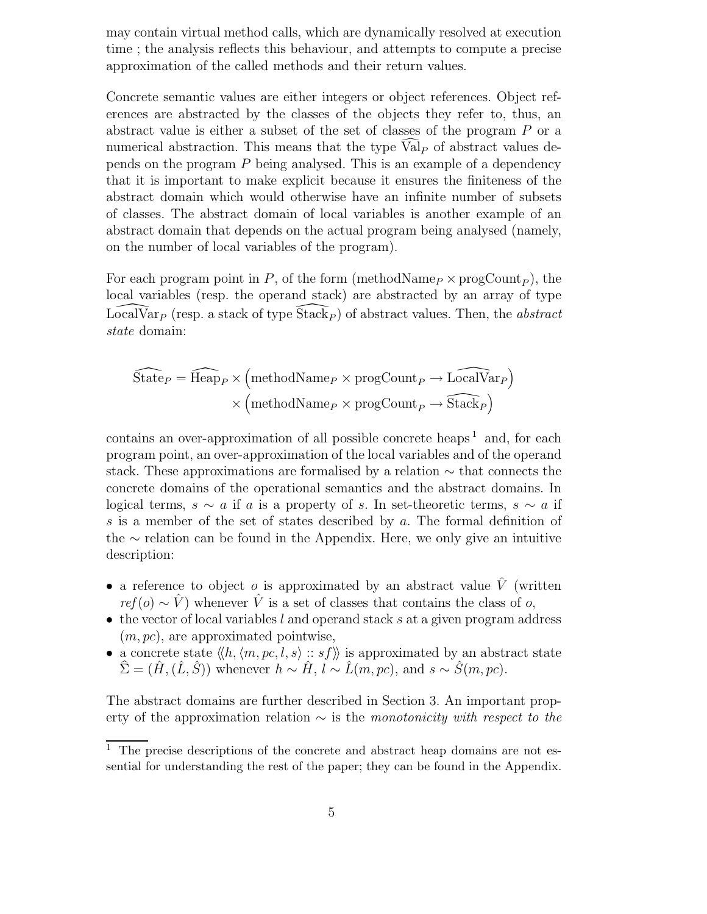may contain virtual method calls, which are dynamically resolved at execution time ; the analysis reflects this behaviour, and attempts to compute a precise approximation of the called methods and their return values.

Concrete semantic values are either integers or object references. Object references are abstracted by the classes of the objects they refer to, thus, an abstract value is either a subset of the set of classes of the program $P$ or a numerical abstraction. This means that the type $\widehat{\text{Val}}_P$ of abstract values depends on the program $P$ being analysed. This is an example of a dependency that it is important to make explicit because it ensures the finiteness of the abstract domain which would otherwise have an infinite number of subsets of classes. The abstract domain of local variables is another example of an abstract domain that depends on the actual program being analysed (namely, on the number of local variables of the program).

For each program point in $P$, of the form $(\text{methodName}_P \times \text{progCount}_P)$, the local variables (resp. the operand stack) are abstracted by an array of type $\widehat{\text{LocalVar}}_P$ (resp. a stack of type $\widehat{\text{Stack}}_P$) of abstract values. Then, the *abstract state* domain:

$$\widehat{\text{State}}_P = \widehat{\text{Heap}}_P \times \Big(\text{methodName}_P \times \text{progCount}_P \to \widehat{\text{LocalVar}}_P\Big) \\ \times \Big(\text{methodName}_P \times \text{progCount}_P \to \widehat{\text{Stack}}_P\Big)$$

contains an over-approximation of all possible concrete heaps [1] and, for each program point, an over-approximation of the local variables and of the operand stack. These approximations are formalised by a relation $\sim$ that connects the concrete domains of the operational semantics and the abstract domains. In logical terms, $s \sim a$ if $a$ is a property of $s$. In set-theoretic terms, $s \sim a$ if $s$ is a member of the set of states described by $a$. The formal definition of the $\sim$ relation can be found in the Appendix. Here, we only give an intuitive description:

- a reference to object $o$ is approximated by an abstract value $\hat{V}$ (written $ref(o) \sim \hat{V}$) whenever $\hat{V}$ is a set of classes that contains the class of $o$,
- the vector of local variables $l$ and operand stack $s$ at a given program address $(m, pc)$, are approximated pointwise,
- a concrete state $\langle\!\langle h, \langle m, pc, l, s\rangle :: sf\rangle\!\rangle$ is approximated by an abstract state $\widehat{\Sigma} = (\hat{H}, (\hat{L}, \hat{S}))$ whenever $h \sim \hat{H}$, $l \sim \hat{L}(m, pc)$, and $s \sim \hat{S}(m, pc)$.

The abstract domains are further described in Section 3. An important property of the approximation relation $\sim$ is the *monotonicity with respect to the*

[1] The precise descriptions of the concrete and abstract heap domains are not essential for understanding the rest of the paper; they can be found in the Appendix.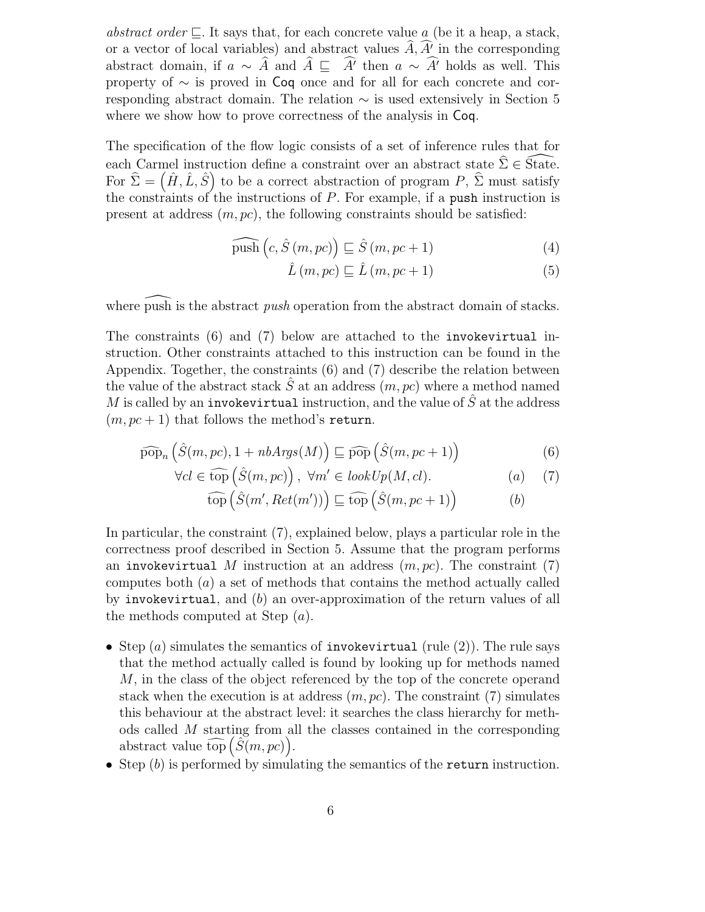*abstract order* $\sqsubseteq$. It says that, for each concrete value $a$ (be it a heap, a stack, or a vector of local variables) and abstract values $\widehat{A}, \widehat{A'}$ in the corresponding abstract domain, if $a \sim \widehat{A}$ and $\widehat{A} \sqsubseteq \widehat{A'}$ then $a \sim \widehat{A'}$ holds as well. This property of $\sim$ is proved in Coq once and for all for each concrete and corresponding abstract domain. The relation $\sim$ is used extensively in Section 5 where we show how to prove correctness of the analysis in Coq.

The specification of the flow logic consists of a set of inference rules that for each Carmel instruction define a constraint over an abstract state $\widehat{\Sigma} \in \widehat{\text{State}}$. For $\widehat{\Sigma} = \left(\hat{H}, \hat{L}, \hat{S}\right)$ to be a correct abstraction of program $P$, $\widehat{\Sigma}$ must satisfy the constraints of the instructions of $P$. For example, if a `push` instruction is present at address $(m, pc)$, the following constraints should be satisfied:

$$\widehat{\text{push}}\left(c, \hat{S}\left(m, pc\right)\right) \sqsubseteq \hat{S}\left(m, pc+1\right) \tag{4}$$

$$\hat{L}\left(m, pc\right) \sqsubseteq \hat{L}\left(m, pc+1\right) \tag{5}$$

where $\widehat{\text{push}}$ is the abstract *push* operation from the abstract domain of stacks.

The constraints (6) and (7) below are attached to the `invokevirtual` instruction. Other constraints attached to this instruction can be found in the Appendix. Together, the constraints (6) and (7) describe the relation between the value of the abstract stack $\hat{S}$ at an address $(m, pc)$ where a method named $M$ is called by an `invokevirtual` instruction, and the value of $\hat{S}$ at the address $(m, pc+1)$ that follows the method's `return`.

$$\widehat{\text{pop}}_n\left(\hat{S}(m, pc), 1 + nbArgs(M)\right) \sqsubseteq \widehat{\text{pop}}\left(\hat{S}(m, pc+1)\right) \tag{6}$$

$$\begin{aligned} &\forall cl \in \widehat{\text{top}}\left(\hat{S}(m, pc)\right),\ \forall m' \in lookUp(M, cl). && (a) \\ &\quad \widehat{\text{top}}\left(\hat{S}(m', Ret(m'))\right) \sqsubseteq \widehat{\text{top}}\left(\hat{S}(m, pc+1)\right) && (b) \end{aligned} \tag{7}$$

In particular, the constraint (7), explained below, plays a particular role in the correctness proof described in Section 5. Assume that the program performs an `invokevirtual` $M$ instruction at an address $(m, pc)$. The constraint (7) computes both $(a)$ a set of methods that contains the method actually called by `invokevirtual`, and $(b)$ an over-approximation of the return values of all the methods computed at Step $(a)$.

- Step $(a)$ simulates the semantics of `invokevirtual` (rule (2)). The rule says that the method actually called is found by looking up for methods named $M$, in the class of the object referenced by the top of the concrete operand stack when the execution is at address $(m, pc)$. The constraint (7) simulates this behaviour at the abstract level: it searches the class hierarchy for methods called $M$ starting from all the classes contained in the corresponding abstract value $\widehat{\text{top}}\left(\hat{S}(m, pc)\right)$.
- Step $(b)$ is performed by simulating the semantics of the `return` instruction.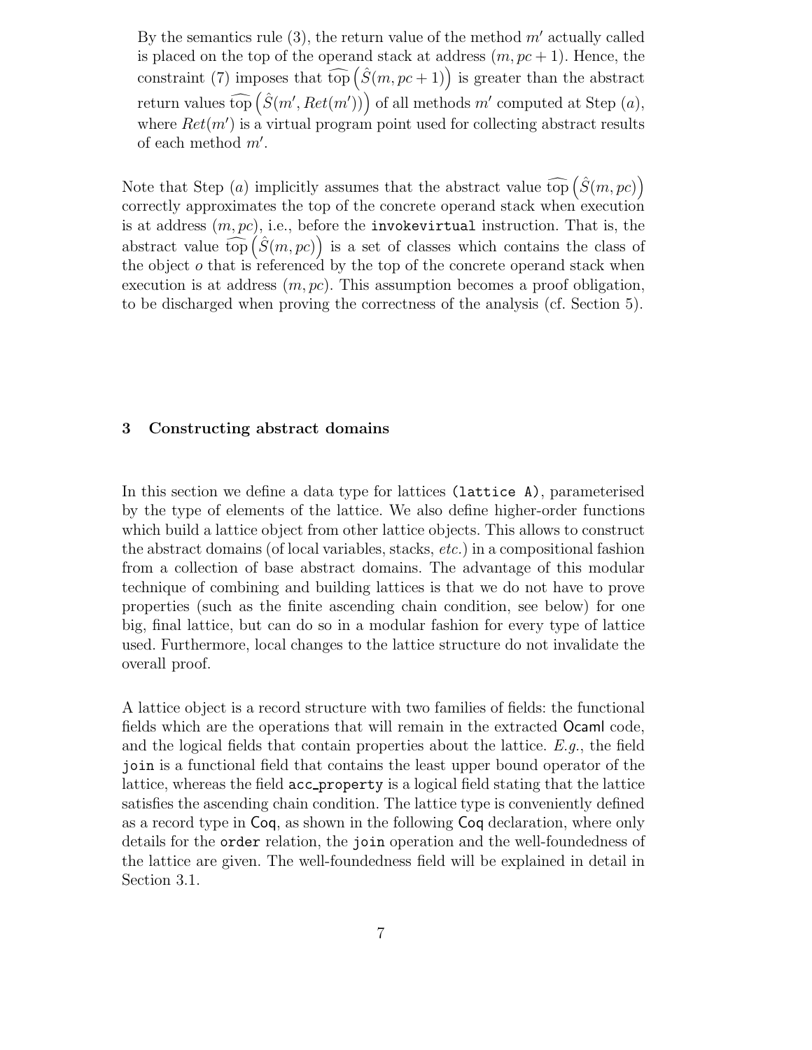By the semantics rule (3), the return value of the method $m'$ actually called is placed on the top of the operand stack at address $(m, pc+1)$. Hence, the constraint (7) imposes that $\widehat{\text{top}}\left(\hat{S}(m, pc+1)\right)$ is greater than the abstract return values $\widehat{\text{top}}\left(\hat{S}(m', Ret(m'))\right)$ of all methods $m'$ computed at Step $(a)$, where $Ret(m')$ is a virtual program point used for collecting abstract results of each method $m'$.

Note that Step $(a)$ implicitly assumes that the abstract value $\widehat{\text{top}}\left(\hat{S}(m, pc)\right)$ correctly approximates the top of the concrete operand stack when execution is at address $(m, pc)$, i.e., before the `invokevirtual` instruction. That is, the abstract value $\widehat{\text{top}}\left(\hat{S}(m, pc)\right)$ is a set of classes which contains the class of the object $o$ that is referenced by the top of the concrete operand stack when execution is at address $(m, pc)$. This assumption becomes a proof obligation, to be discharged when proving the correctness of the analysis (cf. Section 5).

## 3 Constructing abstract domains

In this section we define a data type for lattices `(lattice A)`, parameterised by the type of elements of the lattice. We also define higher-order functions which build a lattice object from other lattice objects. This allows to construct the abstract domains (of local variables, stacks, *etc.*) in a compositional fashion from a collection of base abstract domains. The advantage of this modular technique of combining and building lattices is that we do not have to prove properties (such as the finite ascending chain condition, see below) for one big, final lattice, but can do so in a modular fashion for every type of lattice used. Furthermore, local changes to the lattice structure do not invalidate the overall proof.

A lattice object is a record structure with two families of fields: the functional fields which are the operations that will remain in the extracted Ocaml code, and the logical fields that contain properties about the lattice. *E.g.*, the field `join` is a functional field that contains the least upper bound operator of the lattice, whereas the field `acc_property` is a logical field stating that the lattice satisfies the ascending chain condition. The lattice type is conveniently defined as a record type in Coq, as shown in the following Coq declaration, where only details for the `order` relation, the `join` operation and the well-foundedness of the lattice are given. The well-foundedness field will be explained in detail in Section 3.1.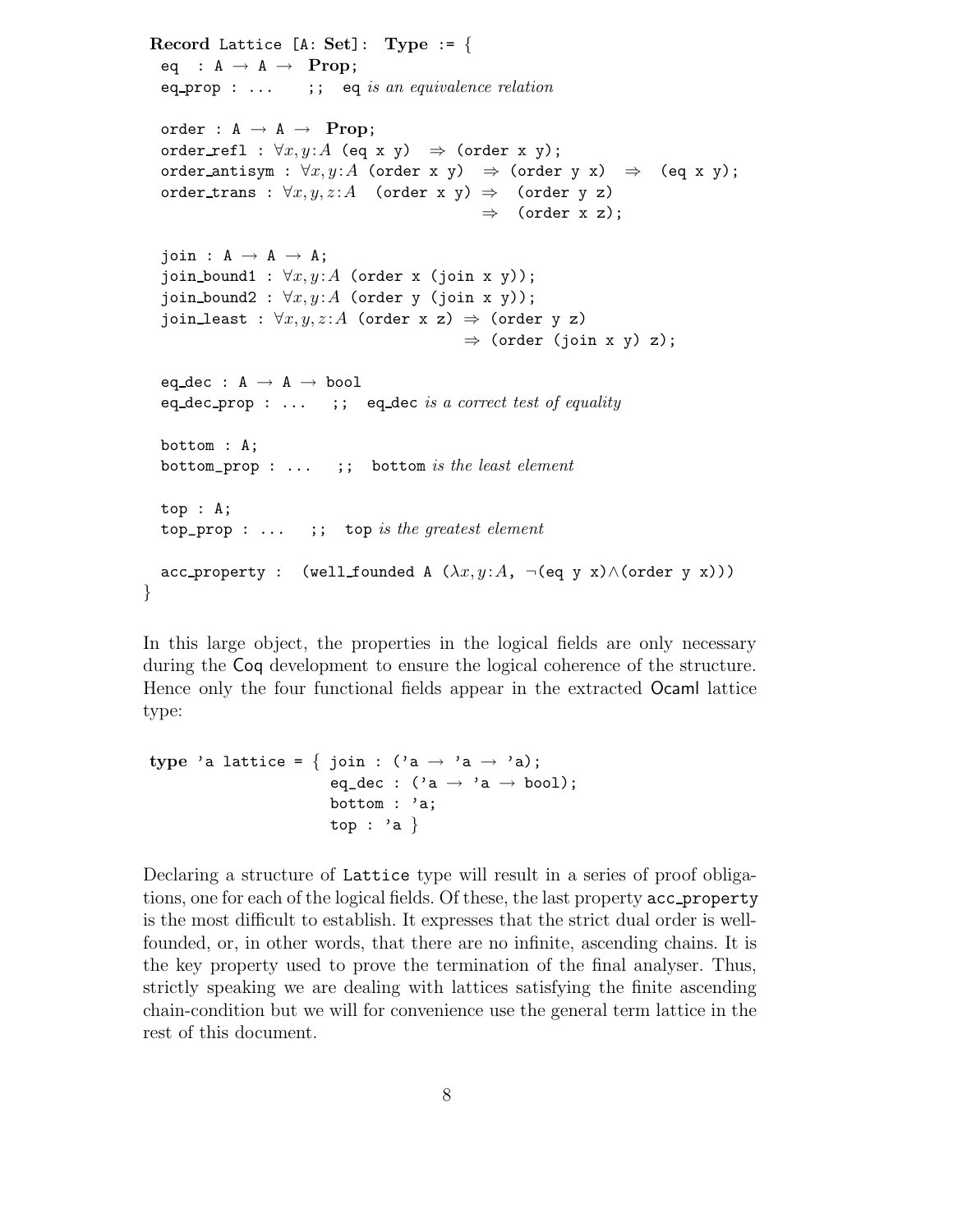```
Record Lattice [A: Set]:  Type := {
  eq   : A → A →  Prop;
  eq_prop : ...    ;;  eq is an equivalence relation

  order : A → A →  Prop;
  order_refl : ∀x,y:A (eq x y)  ⇒ (order x y);
  order_antisym : ∀x,y:A (order x y)  ⇒ (order y x)  ⇒  (eq x y);
  order_trans : ∀x,y,z:A  (order x y) ⇒  (order y z)
                                      ⇒  (order x z);

  join : A → A → A;
  join_bound1 : ∀x,y:A (order x (join x y));
  join_bound2 : ∀x,y:A (order y (join x y));
  join_least : ∀x,y,z:A (order x z) ⇒ (order y z)
                                   ⇒ (order (join x y) z);

  eq_dec : A → A → bool
  eq_dec_prop : ...   ;;  eq_dec is a correct test of equality

  bottom : A;
  bottom_prop : ...   ;;  bottom is the least element

  top : A;
  top_prop : ...   ;;  top is the greatest element

  acc_property :  (well_founded A (λx,y:A, ¬(eq y x)∧(order y x)))
}
```

In this large object, the properties in the logical fields are only necessary during the Coq development to ensure the logical coherence of the structure. Hence only the four functional fields appear in the extracted Ocaml lattice type:

```
type 'a lattice = { join : ('a → 'a → 'a);
                    eq_dec : ('a → 'a → bool);
                    bottom : 'a;
                    top : 'a }
```

Declaring a structure of Lattice type will result in a series of proof obligations, one for each of the logical fields. Of these, the last property acc_property is the most difficult to establish. It expresses that the strict dual order is well-founded, or, in other words, that there are no infinite, ascending chains. It is the key property used to prove the termination of the final analyser. Thus, strictly speaking we are dealing with lattices satisfying the finite ascending chain-condition but we will for convenience use the general term lattice in the rest of this document.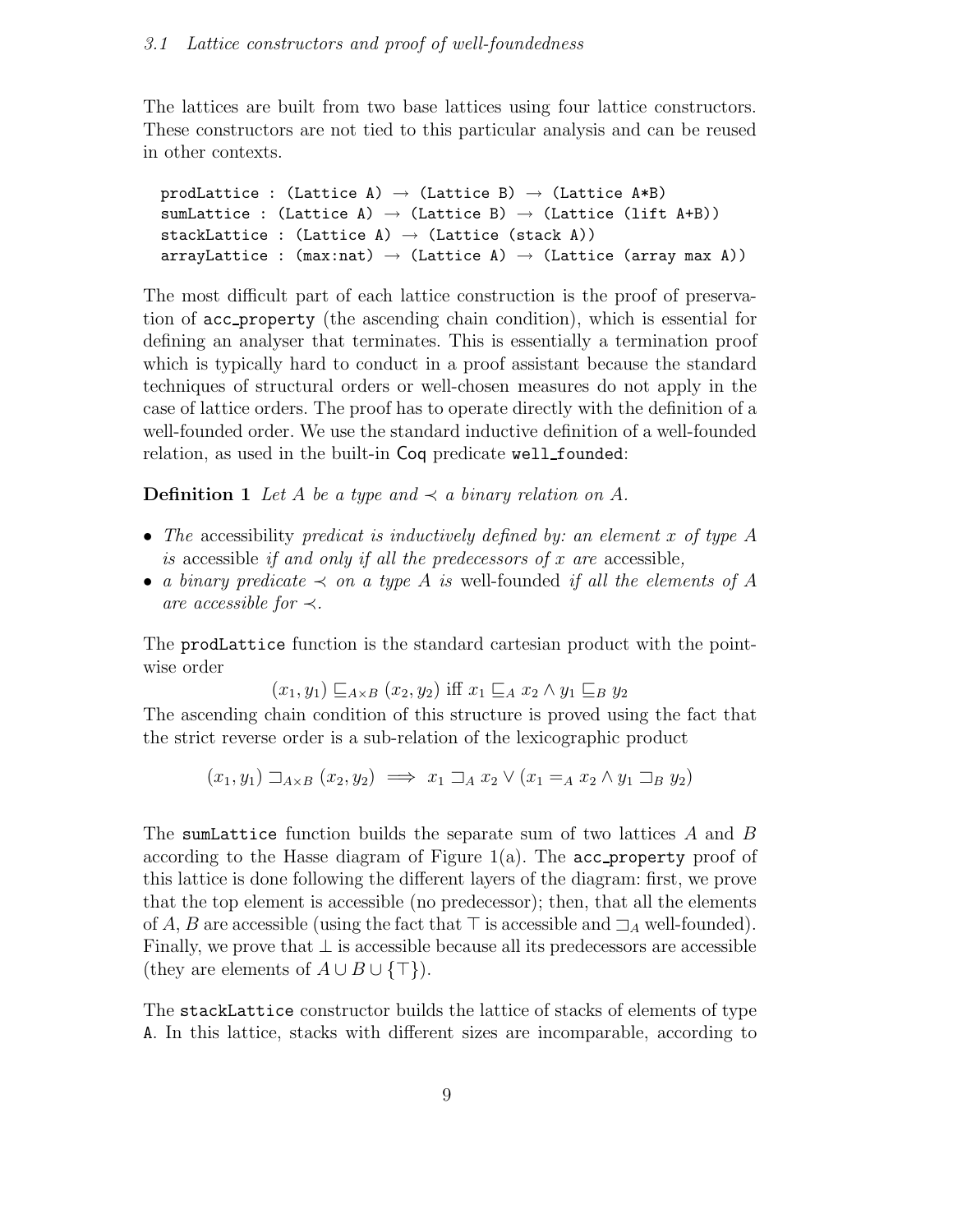### 3.1 Lattice constructors and proof of well-foundedness

The lattices are built from two base lattices using four lattice constructors. These constructors are not tied to this particular analysis and can be reused in other contexts.

```
prodLattice : (Lattice A) → (Lattice B) → (Lattice A*B)
sumLattice : (Lattice A) → (Lattice B) → (Lattice (lift A+B))
stackLattice : (Lattice A) → (Lattice (stack A))
arrayLattice : (max:nat) → (Lattice A) → (Lattice (array max A))
```

The most difficult part of each lattice construction is the proof of preservation of `acc_property` (the ascending chain condition), which is essential for defining an analyser that terminates. This is essentially a termination proof which is typically hard to conduct in a proof assistant because the standard techniques of structural orders or well-chosen measures do not apply in the case of lattice orders. The proof has to operate directly with the definition of a well-founded order. We use the standard inductive definition of a well-founded relation, as used in the built-in `Coq` predicate `well_founded`:

**Definition 1** *Let $A$ be a type and $\prec$ a binary relation on $A$.*

- *The* accessibility *predicat is inductively defined by: an element $x$ of type $A$ is* accessible *if and only if all the predecessors of $x$ are* accessible*,*
- *a binary predicate $\prec$ on a type $A$ is* well-founded *if all the elements of $A$ are accessible for $\prec$.*

The `prodLattice` function is the standard cartesian product with the pointwise order

$$(x_1, y_1) \sqsubseteq_{A\times B} (x_2, y_2) \text{ iff } x_1 \sqsubseteq_A x_2 \wedge y_1 \sqsubseteq_B y_2$$

The ascending chain condition of this structure is proved using the fact that the strict reverse order is a sub-relation of the lexicographic product

$$(x_1, y_1) \sqsupset_{A\times B} (x_2, y_2) \implies x_1 \sqsupset_A x_2 \vee (x_1 =_A x_2 \wedge y_1 \sqsupset_B y_2)$$

The `sumLattice` function builds the separate sum of two lattices $A$ and $B$ according to the Hasse diagram of Figure 1(a). The `acc_property` proof of this lattice is done following the different layers of the diagram: first, we prove that the top element is accessible (no predecessor); then, that all the elements of $A$, $B$ are accessible (using the fact that $\top$ is accessible and $\sqsupset_A$ well-founded). Finally, we prove that $\bot$ is accessible because all its predecessors are accessible (they are elements of $A \cup B \cup \{\top\}$).

The `stackLattice` constructor builds the lattice of stacks of elements of type `A`. In this lattice, stacks with different sizes are incomparable, according to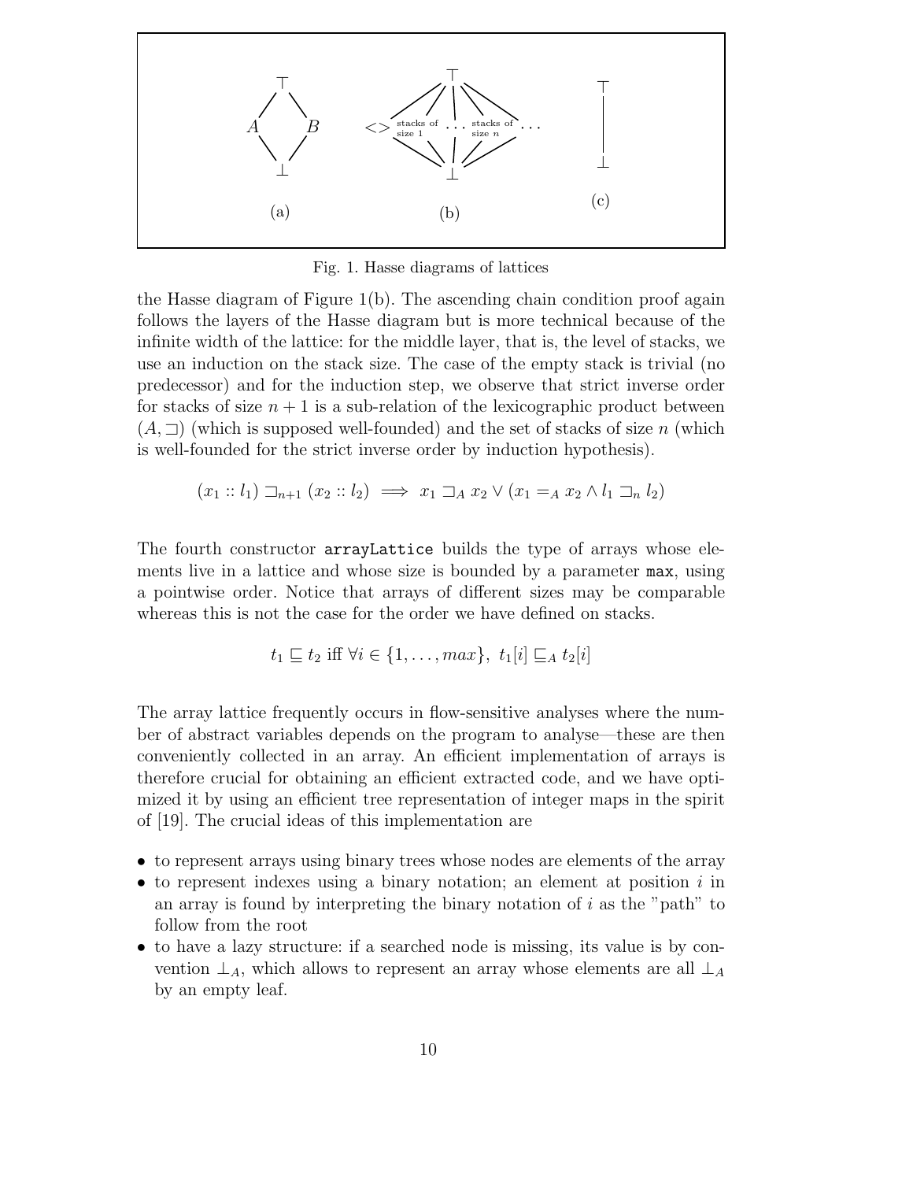Fig. 1. Hasse diagrams of lattices

the Hasse diagram of Figure 1(b). The ascending chain condition proof again follows the layers of the Hasse diagram but is more technical because of the infinite width of the lattice: for the middle layer, that is, the level of stacks, we use an induction on the stack size. The case of the empty stack is trivial (no predecessor) and for the induction step, we observe that strict inverse order for stacks of size $n+1$ is a sub-relation of the lexicographic product between $(A, \sqsupset)$ (which is supposed well-founded) and the set of stacks of size $n$ (which is well-founded for the strict inverse order by induction hypothesis).

$$(x_1 :: l_1) \sqsupset_{n+1} (x_2 :: l_2) \implies x_1 \sqsupset_A x_2 \vee (x_1 =_A x_2 \wedge l_1 \sqsupset_n l_2)$$

The fourth constructor `arrayLattice` builds the type of arrays whose elements live in a lattice and whose size is bounded by a parameter `max`, using a pointwise order. Notice that arrays of different sizes may be comparable whereas this is not the case for the order we have defined on stacks.

$$t_1 \sqsubseteq t_2 \text{ iff } \forall i \in \{1, \ldots, max\},\ t_1[i] \sqsubseteq_A t_2[i]$$

The array lattice frequently occurs in flow-sensitive analyses where the number of abstract variables depends on the program to analyse—these are then conveniently collected in an array. An efficient implementation of arrays is therefore crucial for obtaining an efficient extracted code, and we have optimized it by using an efficient tree representation of integer maps in the spirit of [19]. The crucial ideas of this implementation are

- to represent arrays using binary trees whose nodes are elements of the array
- to represent indexes using a binary notation; an element at position $i$ in an array is found by interpreting the binary notation of $i$ as the "path" to follow from the root
- to have a lazy structure: if a searched node is missing, its value is by convention $\perp_A$, which allows to represent an array whose elements are all $\perp_A$ by an empty leaf.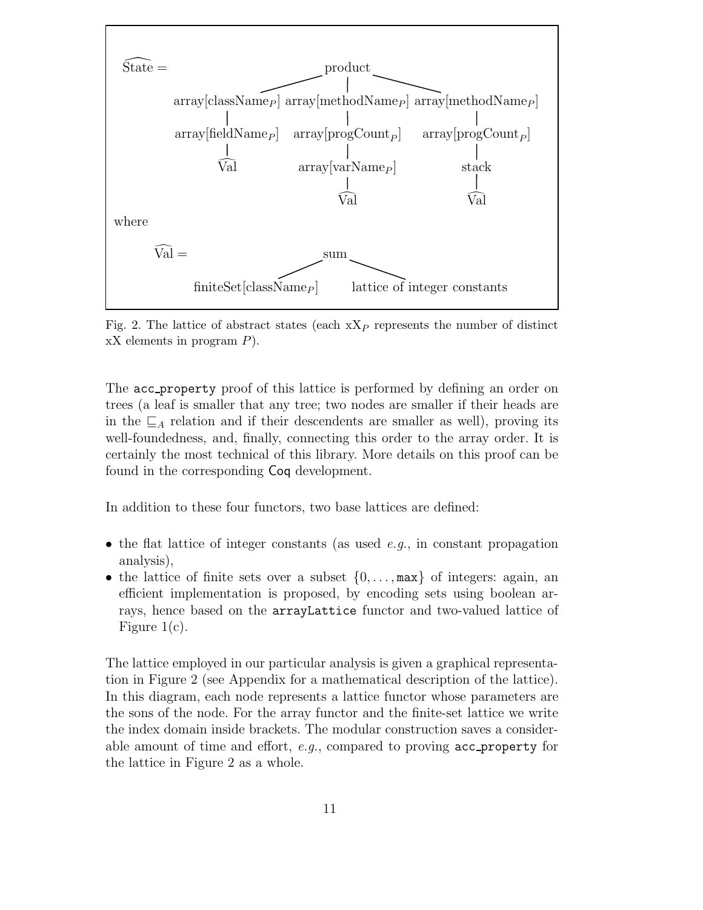$$\widehat{\text{State}} = \text{product}\big(\text{array}[\text{className}_P](\text{array}[\text{fieldName}_P](\widehat{\text{Val}})),\ \text{array}[\text{methodName}_P](\text{array}[\text{progCount}_P](\text{array}[\text{varName}_P](\widehat{\text{Val}}))),\ \text{array}[\text{methodName}_P](\text{array}[\text{progCount}_P](\text{stack}(\widehat{\text{Val}})))\big)$$

where

$$\widehat{\text{Val}} = \text{sum}\big(\text{finiteSet}[\text{className}_P],\ \text{lattice of integer constants}\big)$$

Fig. 2. The lattice of abstract states (each $\text{xX}_P$ represents the number of distinct xX elements in program $P$).

The acc_property proof of this lattice is performed by defining an order on trees (a leaf is smaller that any tree; two nodes are smaller if their heads are in the $\sqsubseteq_A$ relation and if their descendents are smaller as well), proving its well-foundedness, and, finally, connecting this order to the array order. It is certainly the most technical of this library. More details on this proof can be found in the corresponding Coq development.

In addition to these four functors, two base lattices are defined:

- the flat lattice of integer constants (as used *e.g.*, in constant propagation analysis),
- the lattice of finite sets over a subset $\{0, \ldots, \texttt{max}\}$ of integers: again, an efficient implementation is proposed, by encoding sets using boolean arrays, hence based on the arrayLattice functor and two-valued lattice of Figure 1(c).

The lattice employed in our particular analysis is given a graphical representation in Figure 2 (see Appendix for a mathematical description of the lattice). In this diagram, each node represents a lattice functor whose parameters are the sons of the node. For the array functor and the finite-set lattice we write the index domain inside brackets. The modular construction saves a considerable amount of time and effort, *e.g.*, compared to proving acc_property for the lattice in Figure 2 as a whole.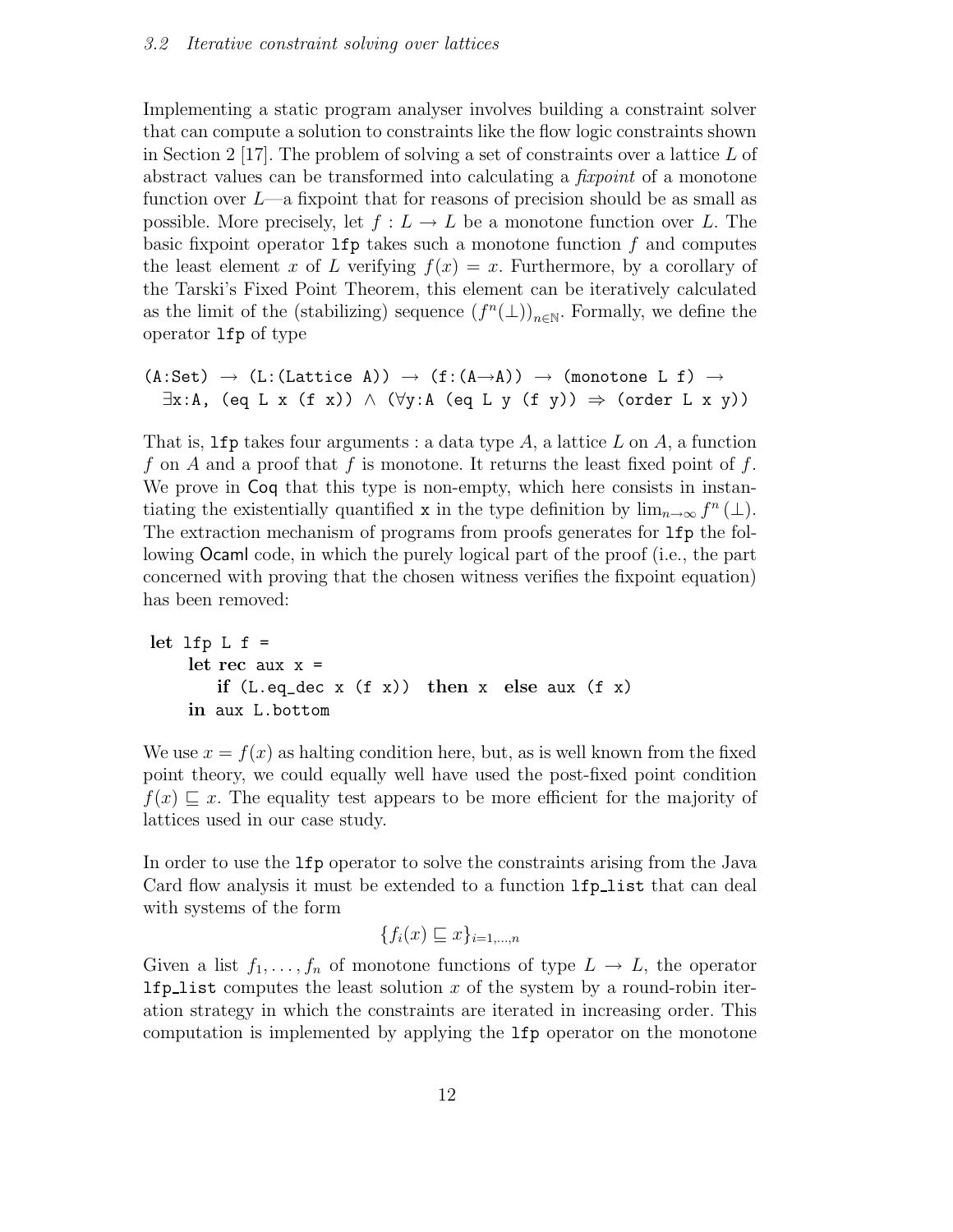### 3.2 Iterative constraint solving over lattices

Implementing a static program analyser involves building a constraint solver that can compute a solution to constraints like the flow logic constraints shown in Section 2 [17]. The problem of solving a set of constraints over a lattice $L$ of abstract values can be transformed into calculating a *fixpoint* of a monotone function over $L$—a fixpoint that for reasons of precision should be as small as possible. More precisely, let $f : L \rightarrow L$ be a monotone function over $L$. The basic fixpoint operator `lfp` takes such a monotone function $f$ and computes the least element $x$ of $L$ verifying $f(x) = x$. Furthermore, by a corollary of the Tarski's Fixed Point Theorem, this element can be iteratively calculated as the limit of the (stabilizing) sequence $(f^n(\bot))_{n \in \mathbb{N}}$. Formally, we define the operator `lfp` of type

```
(A:Set) → (L:(Lattice A)) → (f:(A→A)) → (monotone L f) →
  ∃x:A, (eq L x (f x)) ∧ (∀y:A (eq L y (f y)) ⇒ (order L x y))
```

That is, `lfp` takes four arguments : a data type $A$, a lattice $L$ on $A$, a function $f$ on $A$ and a proof that $f$ is monotone. It returns the least fixed point of $f$. We prove in Coq that this type is non-empty, which here consists in instantiating the existentially quantified `x` in the type definition by $\lim_{n\to\infty} f^n(\bot)$. The extraction mechanism of programs from proofs generates for `lfp` the following Ocaml code, in which the purely logical part of the proof (i.e., the part concerned with proving that the chosen witness verifies the fixpoint equation) has been removed:

```
let lfp L f =
    let rec aux x =
       if (L.eq_dec x (f x)) then x else aux (f x)
    in aux L.bottom
```

We use $x = f(x)$ as halting condition here, but, as is well known from the fixed point theory, we could equally well have used the post-fixed point condition $f(x) \sqsubseteq x$. The equality test appears to be more efficient for the majority of lattices used in our case study.

In order to use the `lfp` operator to solve the constraints arising from the Java Card flow analysis it must be extended to a function `lfp_list` that can deal with systems of the form

$$\{f_i(x) \sqsubseteq x\}_{i=1,\ldots,n}$$

Given a list $f_1, \ldots, f_n$ of monotone functions of type $L \rightarrow L$, the operator `lfp_list` computes the least solution $x$ of the system by a round-robin iteration strategy in which the constraints are iterated in increasing order. This computation is implemented by applying the `lfp` operator on the monotone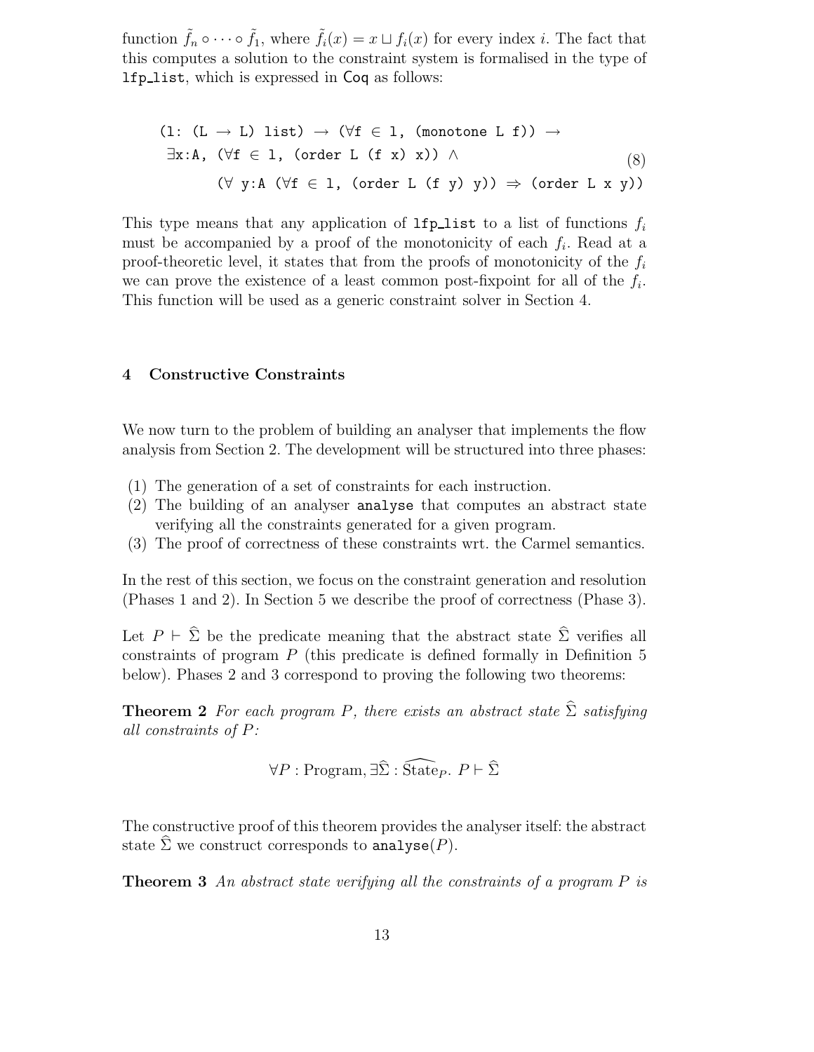function $\tilde{f}_n \circ \cdots \circ \tilde{f}_1$, where $\tilde{f}_i(x) = x \sqcup f_i(x)$ for every index $i$. The fact that this computes a solution to the constraint system is formalised in the type of `lfp_list`, which is expressed in Coq as follows:

```
(l: (L → L) list) → (∀f ∈ l, (monotone L f)) →
 ∃x:A, (∀f ∈ l, (order L (f x) x)) ∧                              (8)
       (∀ y:A (∀f ∈ l, (order L (f y) y)) ⇒ (order L x y))
```

This type means that any application of `lfp_list` to a list of functions $f_i$ must be accompanied by a proof of the monotonicity of each $f_i$. Read at a proof-theoretic level, it states that from the proofs of monotonicity of the $f_i$ we can prove the existence of a least common post-fixpoint for all of the $f_i$. This function will be used as a generic constraint solver in Section 4.

## 4 Constructive Constraints

We now turn to the problem of building an analyser that implements the flow analysis from Section 2. The development will be structured into three phases:

(1) The generation of a set of constraints for each instruction.
(2) The building of an analyser `analyse` that computes an abstract state verifying all the constraints generated for a given program.
(3) The proof of correctness of these constraints wrt. the Carmel semantics.

In the rest of this section, we focus on the constraint generation and resolution (Phases 1 and 2). In Section 5 we describe the proof of correctness (Phase 3).

Let $P \vdash \widehat{\Sigma}$ be the predicate meaning that the abstract state $\widehat{\Sigma}$ verifies all constraints of program $P$ (this predicate is defined formally in Definition 5 below). Phases 2 and 3 correspond to proving the following two theorems:

**Theorem 2** *For each program $P$, there exists an abstract state $\widehat{\Sigma}$ satisfying all constraints of $P$:*

$$\forall P : \text{Program}, \exists \widehat{\Sigma} : \widehat{\text{State}}_P.\ P \vdash \widehat{\Sigma}$$

The constructive proof of this theorem provides the analyser itself: the abstract state $\widehat{\Sigma}$ we construct corresponds to `analyse`$(P)$.

**Theorem 3** *An abstract state verifying all the constraints of a program $P$ is*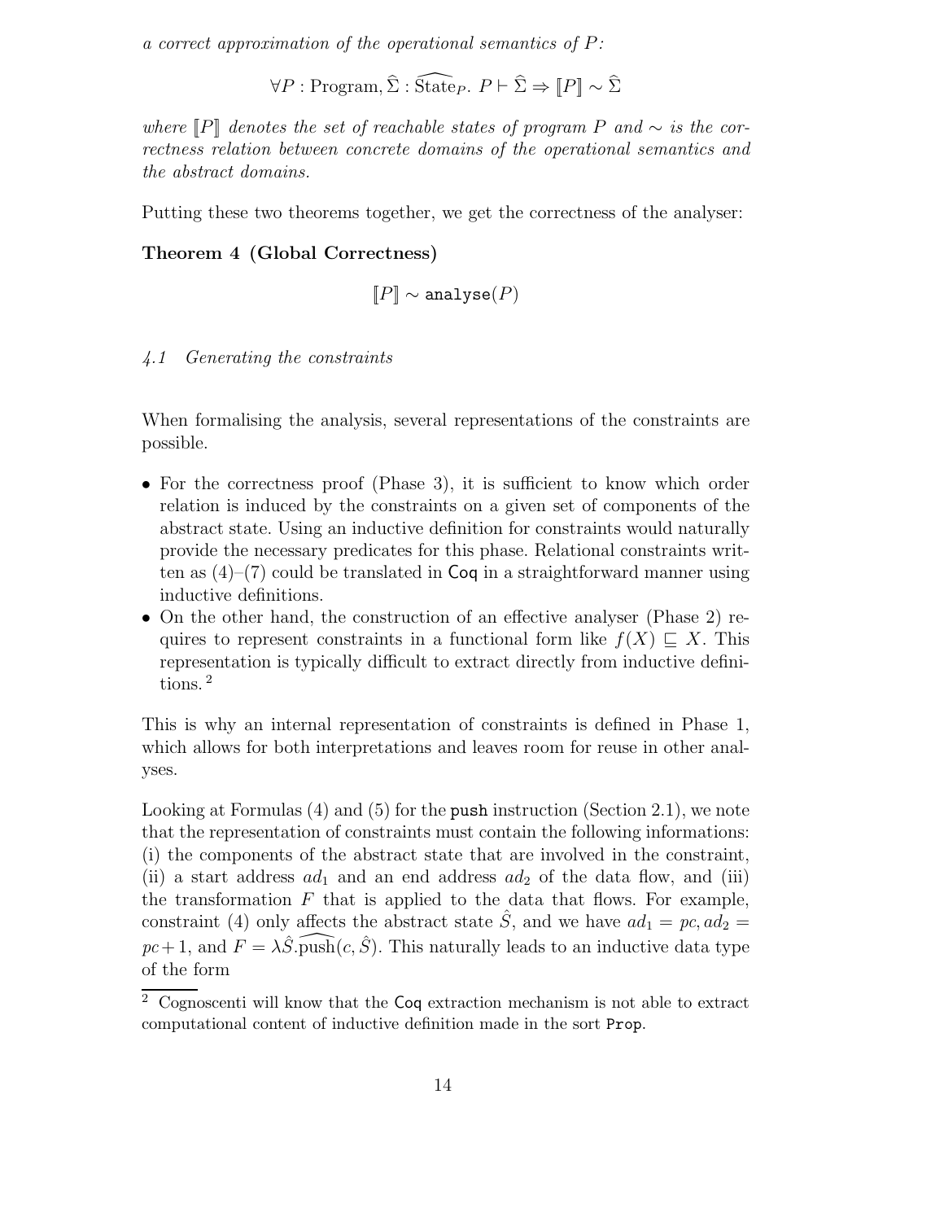*a correct approximation of the operational semantics of P:*

$$\forall P : \text{Program}, \widehat{\Sigma} : \widehat{\text{State}}_P.\ P \vdash \widehat{\Sigma} \Rightarrow [\![P]\!] \sim \widehat{\Sigma}$$

*where $[\![P]\!]$ denotes the set of reachable states of program $P$ and $\sim$ is the correctness relation between concrete domains of the operational semantics and the abstract domains.*

Putting these two theorems together, we get the correctness of the analyser:

**Theorem 4 (Global Correctness)**

$$[\![P]\!] \sim \texttt{analyse}(P)$$

### *4.1 Generating the constraints*

When formalising the analysis, several representations of the constraints are possible.

- For the correctness proof (Phase 3), it is sufficient to know which order relation is induced by the constraints on a given set of components of the abstract state. Using an inductive definition for constraints would naturally provide the necessary predicates for this phase. Relational constraints written as (4)–(7) could be translated in Coq in a straightforward manner using inductive definitions.
- On the other hand, the construction of an effective analyser (Phase 2) requires to represent constraints in a functional form like $f(X) \sqsubseteq X$. This representation is typically difficult to extract directly from inductive definitions. [2]

This is why an internal representation of constraints is defined in Phase 1, which allows for both interpretations and leaves room for reuse in other analyses.

Looking at Formulas (4) and (5) for the `push` instruction (Section 2.1), we note that the representation of constraints must contain the following informations: (i) the components of the abstract state that are involved in the constraint, (ii) a start address $ad_1$ and an end address $ad_2$ of the data flow, and (iii) the transformation $F$ that is applied to the data that flows. For example, constraint (4) only affects the abstract state $\hat{S}$, and we have $ad_1 = pc, ad_2 = pc+1$, and $F = \lambda\hat{S}.\widehat{\text{push}}(c, \hat{S})$. This naturally leads to an inductive data type of the form

[2] Cognoscenti will know that the Coq extraction mechanism is not able to extract computational content of inductive definition made in the sort `Prop`.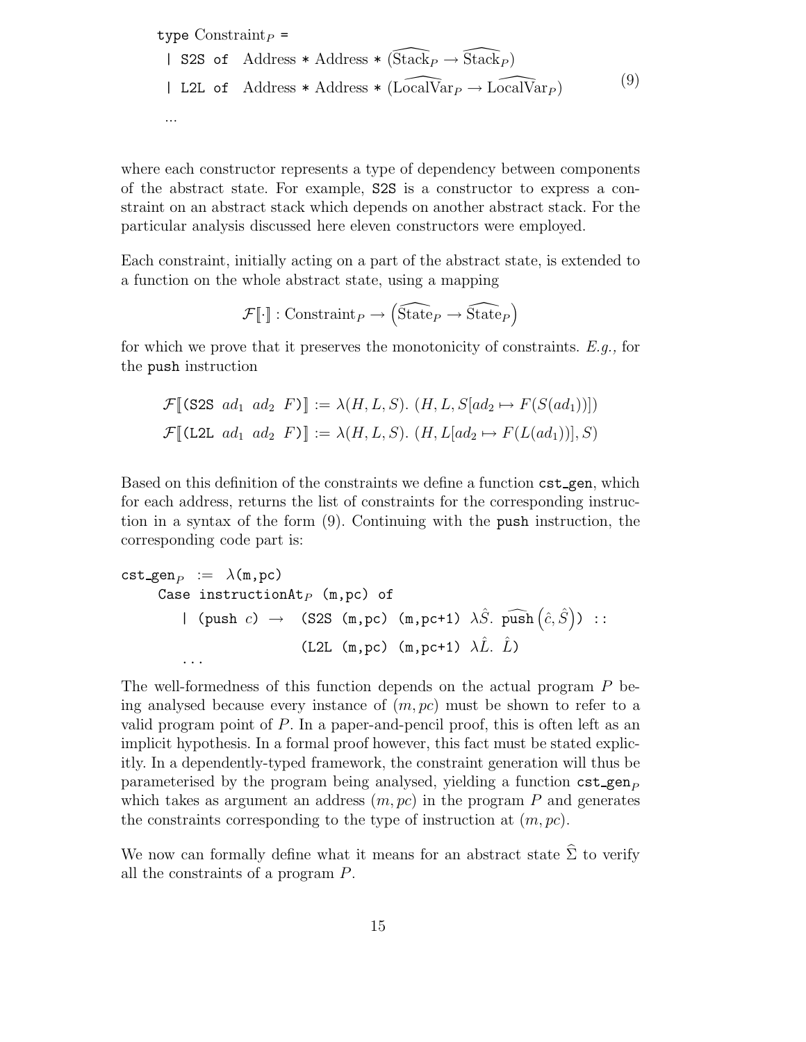```
type Constraint_P =
  | S2S of  Address * Address * (Stack_P → Stack_P)
  | L2L of  Address * Address * (LocalVar_P → LocalVar_P)                (9)
  ...
```

$$\begin{array}{l} \texttt{type } \mathrm{Constraint}_P \texttt{ =} \\ \quad \texttt{| S2S of} \;\; \mathrm{Address} \texttt{ * } \mathrm{Address} \texttt{ * } (\widehat{\mathrm{Stack}}_P \to \widehat{\mathrm{Stack}}_P) \\ \quad \texttt{| L2L of} \;\; \mathrm{Address} \texttt{ * } \mathrm{Address} \texttt{ * } (\widehat{\mathrm{LocalVar}}_P \to \widehat{\mathrm{LocalVar}}_P) \\ \quad \ldots \end{array} \tag{9}$$

where each constructor represents a type of dependency between components of the abstract state. For example, S2S is a constructor to express a constraint on an abstract stack which depends on another abstract stack. For the particular analysis discussed here eleven constructors were employed.

Each constraint, initially acting on a part of the abstract state, is extended to a function on the whole abstract state, using a mapping

$$\mathcal{F}[\![\cdot]\!] : \mathrm{Constraint}_P \to \left(\widehat{\mathrm{State}}_P \to \widehat{\mathrm{State}}_P\right)$$

for which we prove that it preserves the monotonicity of constraints. *E.g.,* for the push instruction

$$\mathcal{F}[\![\texttt{(S2S}\ ad_1\ \ ad_2\ \ F\texttt{)}]\!] := \lambda(H, L, S).\ (H, L, S[ad_2 \mapsto F(S(ad_1))])$$

$$\mathcal{F}[\![\texttt{(L2L}\ ad_1\ \ ad_2\ \ F\texttt{)}]\!] := \lambda(H, L, S).\ (H, L[ad_2 \mapsto F(L(ad_1))], S)$$

Based on this definition of the constraints we define a function cst_gen, which for each address, returns the list of constraints for the corresponding instruction in a syntax of the form (9). Continuing with the push instruction, the corresponding code part is:

```
cst_gen_P  :=  λ(m,pc)
     Case instructionAt_P (m,pc) of
        | (push c) →  (S2S (m,pc) (m,pc+1) λŜ. push^(ĉ, Ŝ)) ::
                      (L2L (m,pc) (m,pc+1) λL̂. L̂)
        ...
```

The well-formedness of this function depends on the actual program $P$ being analysed because every instance of $(m, pc)$ must be shown to refer to a valid program point of $P$. In a paper-and-pencil proof, this is often left as an implicit hypothesis. In a formal proof however, this fact must be stated explicitly. In a dependently-typed framework, the constraint generation will thus be parameterised by the program being analysed, yielding a function $\texttt{cst\_gen}_P$ which takes as argument an address $(m, pc)$ in the program $P$ and generates the constraints corresponding to the type of instruction at $(m, pc)$.

We now can formally define what it means for an abstract state $\widehat{\Sigma}$ to verify all the constraints of a program $P$.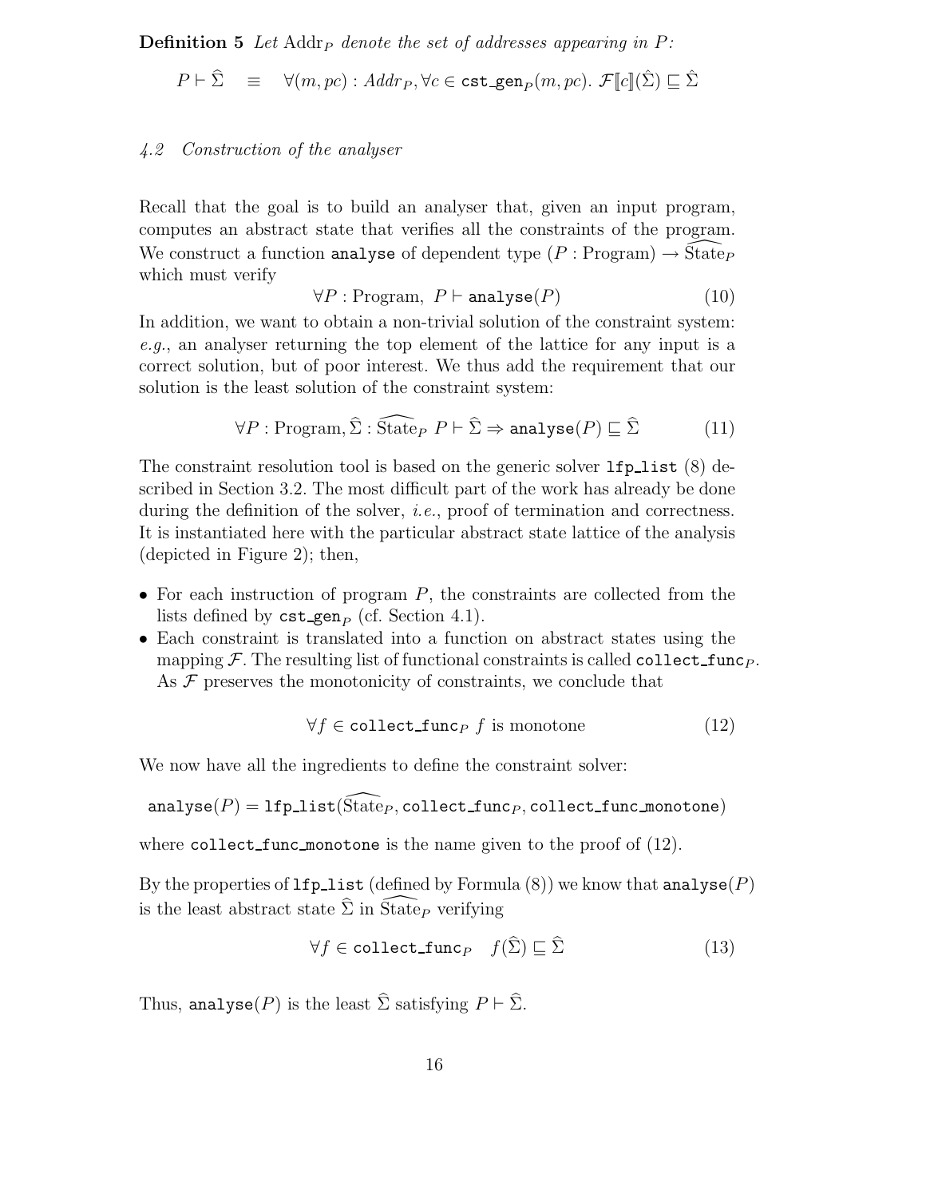**Definition 5** *Let* $\mathrm{Addr}_P$ *denote the set of addresses appearing in* $P$*:*

$$P \vdash \widehat{\Sigma} \quad \equiv \quad \forall (m, pc) : Addr_P, \forall c \in \texttt{cst\_gen}_P(m, pc).\ \mathcal{F}[\![c]\!](\hat{\Sigma}) \sqsubseteq \hat{\Sigma}$$

### *4.2 Construction of the analyser*

Recall that the goal is to build an analyser that, given an input program, computes an abstract state that verifies all the constraints of the program. We construct a function `analyse` of dependent type $(P : \mathrm{Program}) \rightarrow \widehat{\mathrm{State}}_P$ which must verify

$$\forall P : \mathrm{Program},\ P \vdash \texttt{analyse}(P) \tag{10}$$

In addition, we want to obtain a non-trivial solution of the constraint system: *e.g.*, an analyser returning the top element of the lattice for any input is a correct solution, but of poor interest. We thus add the requirement that our solution is the least solution of the constraint system:

$$\forall P : \mathrm{Program}, \widehat{\Sigma} : \widehat{\mathrm{State}}_P\ P \vdash \widehat{\Sigma} \Rightarrow \texttt{analyse}(P) \sqsubseteq \widehat{\Sigma} \tag{11}$$

The constraint resolution tool is based on the generic solver `lfp_list` (8) described in Section 3.2. The most difficult part of the work has already be done during the definition of the solver, *i.e.*, proof of termination and correctness. It is instantiated here with the particular abstract state lattice of the analysis (depicted in Figure 2); then,

- For each instruction of program $P$, the constraints are collected from the lists defined by $\texttt{cst\_gen}_P$ (cf. Section 4.1).
- Each constraint is translated into a function on abstract states using the mapping $\mathcal{F}$. The resulting list of functional constraints is called $\texttt{collect\_func}_P$. As $\mathcal{F}$ preserves the monotonicity of constraints, we conclude that

$$\forall f \in \texttt{collect\_func}_P\ f \text{ is monotone} \tag{12}$$

We now have all the ingredients to define the constraint solver:

$$\texttt{analyse}(P) = \texttt{lfp\_list}(\widehat{\mathrm{State}}_P, \texttt{collect\_func}_P, \texttt{collect\_func\_monotone})$$

where `collect_func_monotone` is the name given to the proof of (12).

By the properties of `lfp_list` (defined by Formula (8)) we know that $\texttt{analyse}(P)$ is the least abstract state $\widehat{\Sigma}$ in $\widehat{\mathrm{State}}_P$ verifying

$$\forall f \in \texttt{collect\_func}_P \quad f(\widehat{\Sigma}) \sqsubseteq \widehat{\Sigma} \tag{13}$$

Thus, $\texttt{analyse}(P)$ is the least $\widehat{\Sigma}$ satisfying $P \vdash \widehat{\Sigma}$.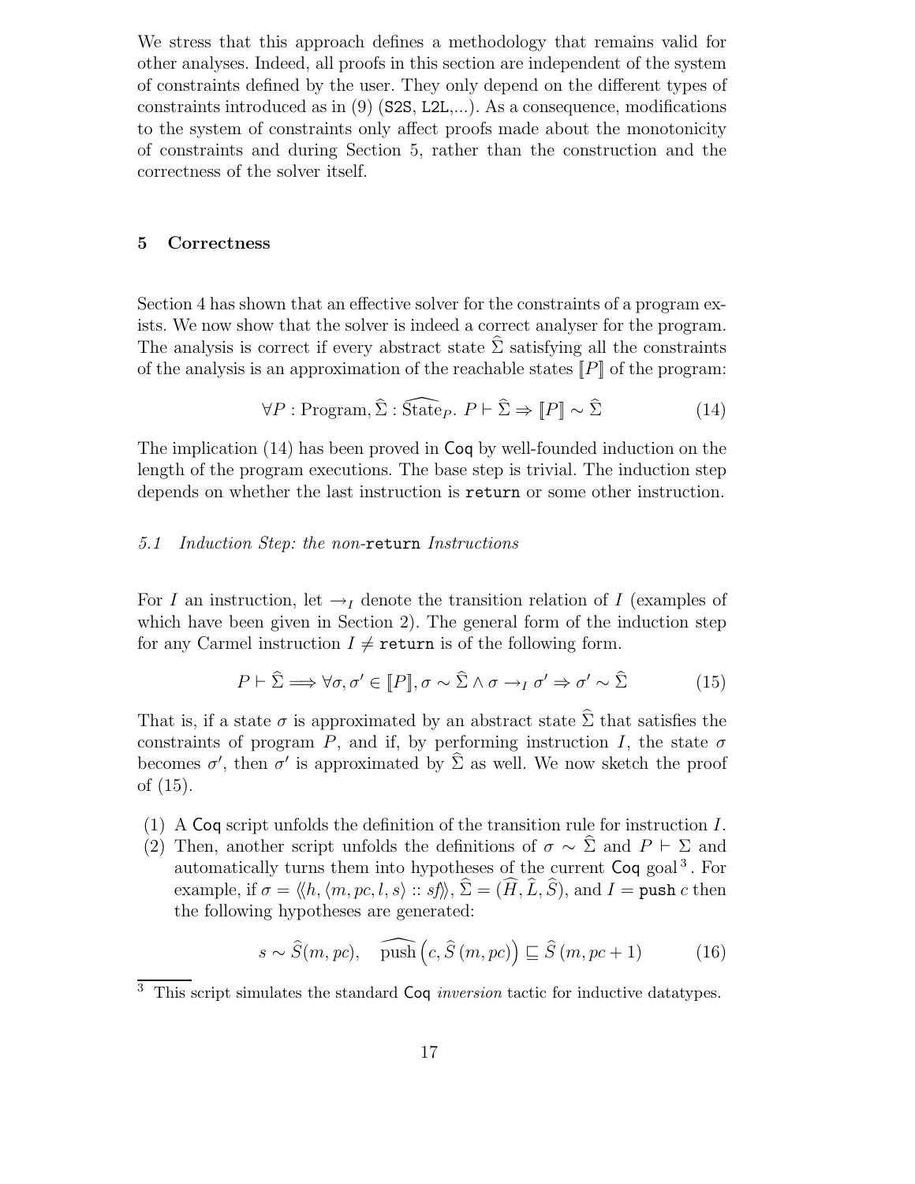We stress that this approach defines a methodology that remains valid for other analyses. Indeed, all proofs in this section are independent of the system of constraints defined by the user. They only depend on the different types of constraints introduced as in (9) (S2S, L2L,...). As a consequence, modifications to the system of constraints only affect proofs made about the monotonicity of constraints and during Section 5, rather than the construction and the correctness of the solver itself.

## 5 Correctness

Section 4 has shown that an effective solver for the constraints of a program exists. We now show that the solver is indeed a correct analyser for the program. The analysis is correct if every abstract state $\widehat{\Sigma}$ satisfying all the constraints of the analysis is an approximation of the reachable states $[\![P]\!]$ of the program:

$$\forall P : \text{Program}, \widehat{\Sigma} : \widehat{\text{State}}_P.\ P \vdash \widehat{\Sigma} \Rightarrow [\![P]\!] \sim \widehat{\Sigma} \tag{14}$$

The implication (14) has been proved in Coq by well-founded induction on the length of the program executions. The base step is trivial. The induction step depends on whether the last instruction is `return` or some other instruction.

### *5.1 Induction Step: the non-`return` Instructions*

For $I$ an instruction, let $\rightarrow_I$ denote the transition relation of $I$ (examples of which have been given in Section 2). The general form of the induction step for any Carmel instruction $I \neq$ `return` is of the following form.

$$P \vdash \widehat{\Sigma} \Longrightarrow \forall \sigma, \sigma' \in [\![P]\!], \sigma \sim \widehat{\Sigma} \wedge \sigma \rightarrow_I \sigma' \Rightarrow \sigma' \sim \widehat{\Sigma} \tag{15}$$

That is, if a state $\sigma$ is approximated by an abstract state $\widehat{\Sigma}$ that satisfies the constraints of program $P$, and if, by performing instruction $I$, the state $\sigma$ becomes $\sigma'$, then $\sigma'$ is approximated by $\widehat{\Sigma}$ as well. We now sketch the proof of (15).

(1) A Coq script unfolds the definition of the transition rule for instruction $I$.
(2) Then, another script unfolds the definitions of $\sigma \sim \widehat{\Sigma}$ and $P \vdash \Sigma$ and automatically turns them into hypotheses of the current Coq goal[3]. For example, if $\sigma = \langle\!\langle h, \langle m, pc, l, s\rangle :: sf\rangle\!\rangle$, $\widehat{\Sigma} = (\widehat{H}, \widehat{L}, \widehat{S})$, and $I =$ `push` $c$ then the following hypotheses are generated:

$$s \sim \widehat{S}(m, pc), \quad \widehat{\text{push}}\left(c, \widehat{S}\,(m, pc)\right) \sqsubseteq \widehat{S}\,(m, pc+1) \tag{16}$$

[3] This script simulates the standard Coq *inversion* tactic for inductive datatypes.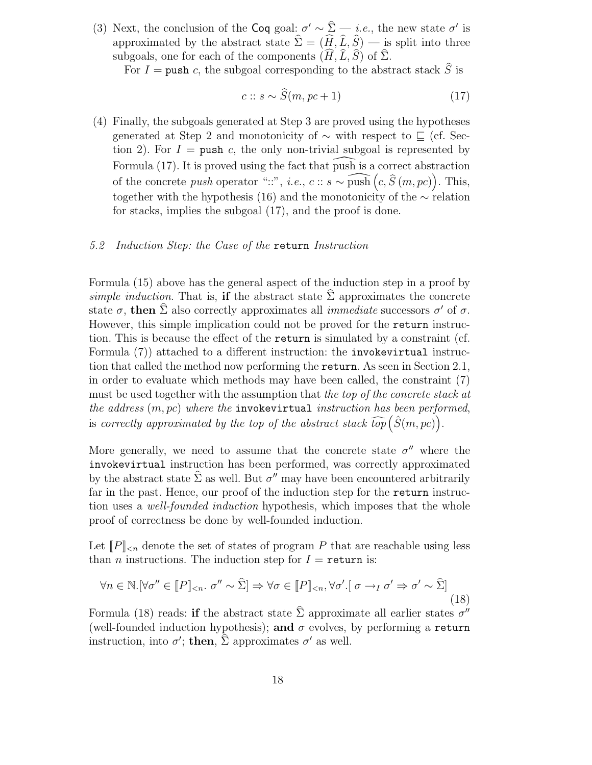(3) Next, the conclusion of the Coq goal: $\sigma' \sim \widehat{\Sigma}$ — *i.e.*, the new state $\sigma'$ is approximated by the abstract state $\widehat{\Sigma} = (\widehat{H}, \widehat{L}, \widehat{S})$ — is split into three subgoals, one for each of the components $(\widehat{H}, \widehat{L}, \widehat{S})$ of $\widehat{\Sigma}$.

   For $I = \texttt{push}\ c$, the subgoal corresponding to the abstract stack $\widehat{S}$ is

$$c :: s \sim \widehat{S}(m, pc + 1) \tag{17}$$

(4) Finally, the subgoals generated at Step 3 are proved using the hypotheses generated at Step 2 and monotonicity of $\sim$ with respect to $\sqsubseteq$ (cf. Section 2). For $I = \texttt{push}\ c$, the only non-trivial subgoal is represented by Formula (17). It is proved using the fact that $\widehat{\text{push}}$ is a correct abstraction of the concrete *push* operator "::", *i.e.*, $c :: s \sim \widehat{\text{push}}\left(c, \widehat{S}\left(m, pc\right)\right)$. This, together with the hypothesis (16) and the monotonicity of the $\sim$ relation for stacks, implies the subgoal (17), and the proof is done.

### 5.2 Induction Step: the Case of the `return` Instruction

Formula (15) above has the general aspect of the induction step in a proof by *simple induction*. That is, **if** the abstract state $\widehat{\Sigma}$ approximates the concrete state $\sigma$, **then** $\widehat{\Sigma}$ also correctly approximates all *immediate* successors $\sigma'$ of $\sigma$. However, this simple implication could not be proved for the `return` instruction. This is because the effect of the `return` is simulated by a constraint (cf. Formula (7)) attached to a different instruction: the `invokevirtual` instruction that called the method now performing the `return`. As seen in Section 2.1, in order to evaluate which methods may have been called, the constraint (7) must be used together with the assumption that *the top of the concrete stack at the address* $(m, pc)$ *where the* `invokevirtual` *instruction has been performed*, is *correctly approximated by the top of the abstract stack* $\widehat{top}\left(\hat{S}(m, pc)\right)$.

More generally, we need to assume that the concrete state $\sigma''$ where the `invokevirtual` instruction has been performed, was correctly approximated by the abstract state $\widehat{\Sigma}$ as well. But $\sigma''$ may have been encountered arbitrarily far in the past. Hence, our proof of the induction step for the `return` instruction uses a *well-founded induction* hypothesis, which imposes that the whole proof of correctness be done by well-founded induction.

Let $[\![P]\!]_{<n}$ denote the set of states of program $P$ that are reachable using less than $n$ instructions. The induction step for $I = \texttt{return}$ is:

$$\forall n \in \mathbb{N}.[\forall \sigma'' \in [\![P]\!]_{<n}.\ \sigma'' \sim \widehat{\Sigma}] \Rightarrow \forall \sigma \in [\![P]\!]_{<n}, \forall \sigma'.[\ \sigma \rightarrow_I \sigma' \Rightarrow \sigma' \sim \widehat{\Sigma}] \tag{18}$$

Formula (18) reads: **if** the abstract state $\widehat{\Sigma}$ approximate all earlier states $\sigma''$ (well-founded induction hypothesis); **and** $\sigma$ evolves, by performing a `return` instruction, into $\sigma'$; **then**, $\widehat{\Sigma}$ approximates $\sigma'$ as well.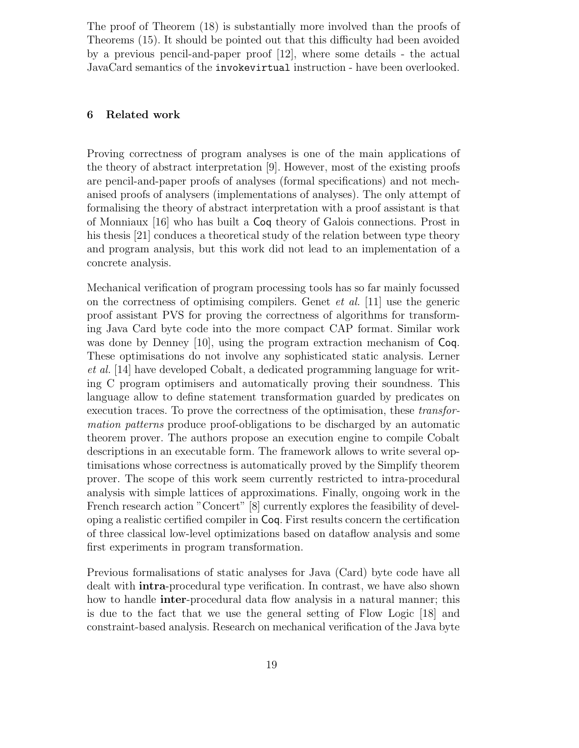The proof of Theorem (18) is substantially more involved than the proofs of Theorems (15). It should be pointed out that this difficulty had been avoided by a previous pencil-and-paper proof [12], where some details - the actual JavaCard semantics of the `invokevirtual` instruction - have been overlooked.

## 6 Related work

Proving correctness of program analyses is one of the main applications of the theory of abstract interpretation [9]. However, most of the existing proofs are pencil-and-paper proofs of analyses (formal specifications) and not mechanised proofs of analysers (implementations of analyses). The only attempt of formalising the theory of abstract interpretation with a proof assistant is that of Monniaux [16] who has built a Coq theory of Galois connections. Prost in his thesis [21] conduces a theoretical study of the relation between type theory and program analysis, but this work did not lead to an implementation of a concrete analysis.

Mechanical verification of program processing tools has so far mainly focussed on the correctness of optimising compilers. Genet *et al.* [11] use the generic proof assistant PVS for proving the correctness of algorithms for transforming Java Card byte code into the more compact CAP format. Similar work was done by Denney [10], using the program extraction mechanism of Coq. These optimisations do not involve any sophisticated static analysis. Lerner *et al.* [14] have developed Cobalt, a dedicated programming language for writing C program optimisers and automatically proving their soundness. This language allow to define statement transformation guarded by predicates on execution traces. To prove the correctness of the optimisation, these *transformation patterns* produce proof-obligations to be discharged by an automatic theorem prover. The authors propose an execution engine to compile Cobalt descriptions in an executable form. The framework allows to write several optimisations whose correctness is automatically proved by the Simplify theorem prover. The scope of this work seem currently restricted to intra-procedural analysis with simple lattices of approximations. Finally, ongoing work in the French research action "Concert" [8] currently explores the feasibility of developing a realistic certified compiler in Coq. First results concern the certification of three classical low-level optimizations based on dataflow analysis and some first experiments in program transformation.

Previous formalisations of static analyses for Java (Card) byte code have all dealt with **intra**-procedural type verification. In contrast, we have also shown how to handle **inter**-procedural data flow analysis in a natural manner; this is due to the fact that we use the general setting of Flow Logic [18] and constraint-based analysis. Research on mechanical verification of the Java byte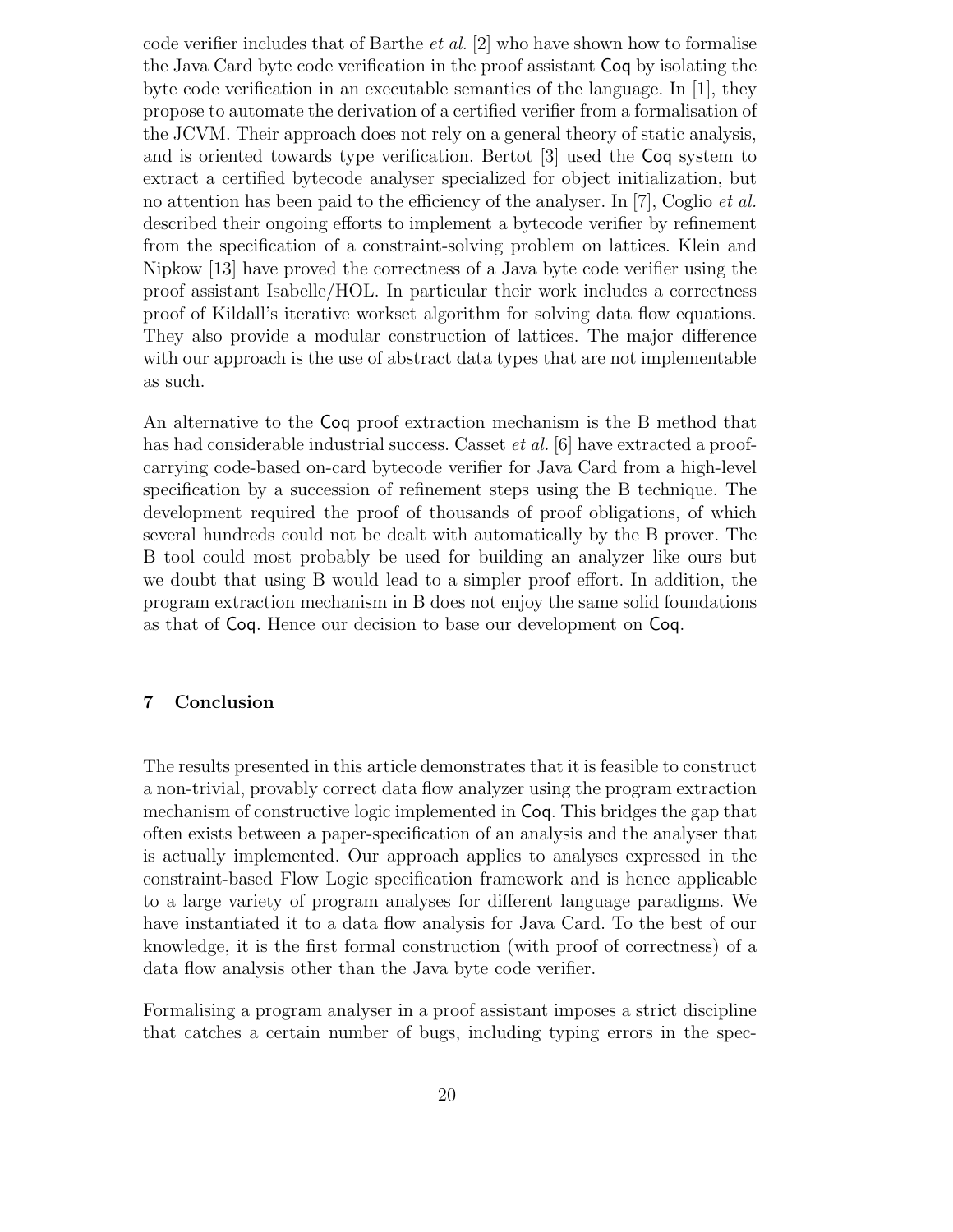code verifier includes that of Barthe *et al.* [2] who have shown how to formalise the Java Card byte code verification in the proof assistant Coq by isolating the byte code verification in an executable semantics of the language. In [1], they propose to automate the derivation of a certified verifier from a formalisation of the JCVM. Their approach does not rely on a general theory of static analysis, and is oriented towards type verification. Bertot [3] used the Coq system to extract a certified bytecode analyser specialized for object initialization, but no attention has been paid to the efficiency of the analyser. In [7], Coglio *et al.* described their ongoing efforts to implement a bytecode verifier by refinement from the specification of a constraint-solving problem on lattices. Klein and Nipkow [13] have proved the correctness of a Java byte code verifier using the proof assistant Isabelle/HOL. In particular their work includes a correctness proof of Kildall's iterative workset algorithm for solving data flow equations. They also provide a modular construction of lattices. The major difference with our approach is the use of abstract data types that are not implementable as such.

An alternative to the Coq proof extraction mechanism is the B method that has had considerable industrial success. Casset *et al.* [6] have extracted a proof-carrying code-based on-card bytecode verifier for Java Card from a high-level specification by a succession of refinement steps using the B technique. The development required the proof of thousands of proof obligations, of which several hundreds could not be dealt with automatically by the B prover. The B tool could most probably be used for building an analyzer like ours but we doubt that using B would lead to a simpler proof effort. In addition, the program extraction mechanism in B does not enjoy the same solid foundations as that of Coq. Hence our decision to base our development on Coq.

## 7 Conclusion

The results presented in this article demonstrates that it is feasible to construct a non-trivial, provably correct data flow analyzer using the program extraction mechanism of constructive logic implemented in Coq. This bridges the gap that often exists between a paper-specification of an analysis and the analyser that is actually implemented. Our approach applies to analyses expressed in the constraint-based Flow Logic specification framework and is hence applicable to a large variety of program analyses for different language paradigms. We have instantiated it to a data flow analysis for Java Card. To the best of our knowledge, it is the first formal construction (with proof of correctness) of a data flow analysis other than the Java byte code verifier.

Formalising a program analyser in a proof assistant imposes a strict discipline that catches a certain number of bugs, including typing errors in the spec-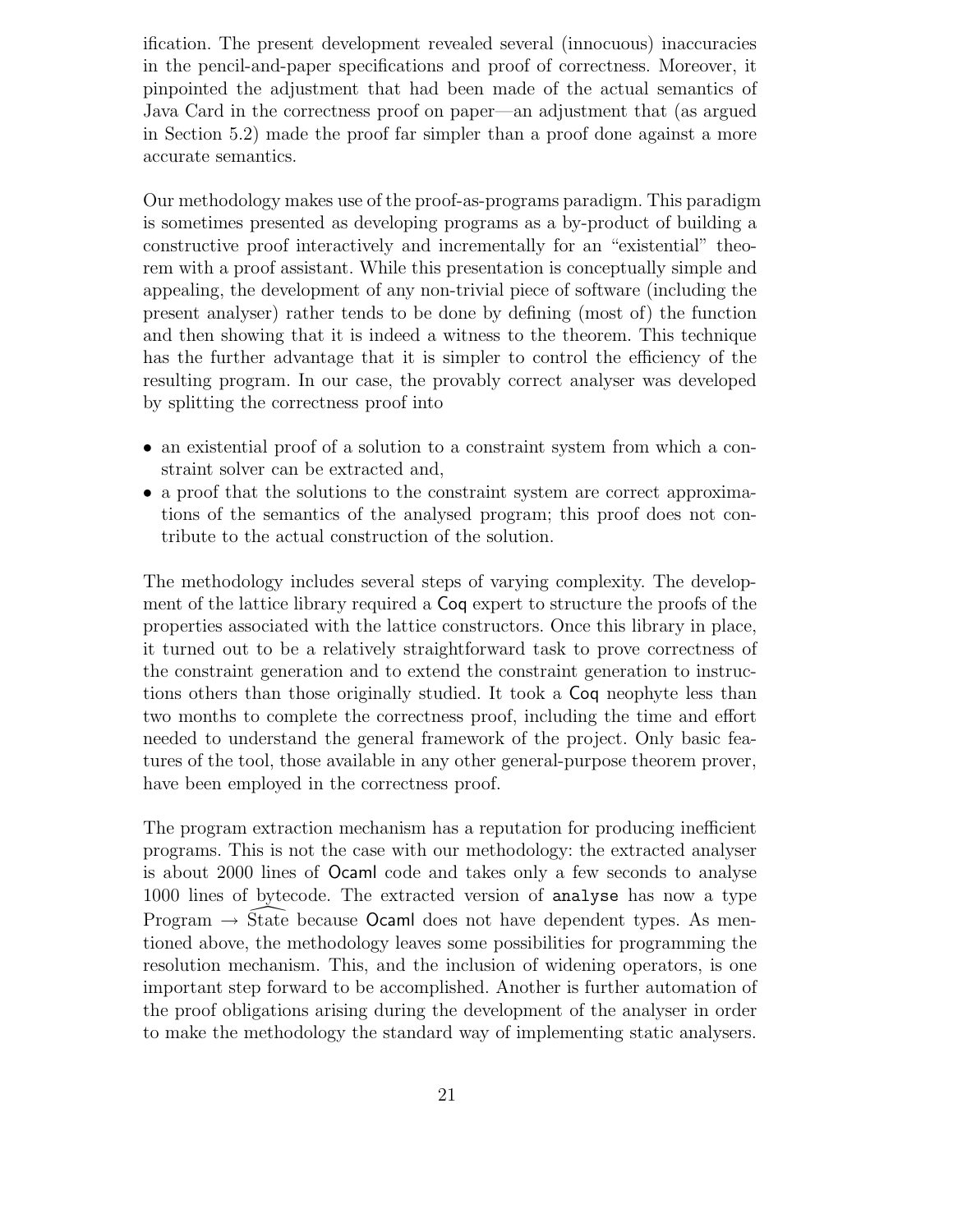ification. The present development revealed several (innocuous) inaccuracies in the pencil-and-paper specifications and proof of correctness. Moreover, it pinpointed the adjustment that had been made of the actual semantics of Java Card in the correctness proof on paper—an adjustment that (as argued in Section 5.2) made the proof far simpler than a proof done against a more accurate semantics.

Our methodology makes use of the proof-as-programs paradigm. This paradigm is sometimes presented as developing programs as a by-product of building a constructive proof interactively and incrementally for an "existential" theorem with a proof assistant. While this presentation is conceptually simple and appealing, the development of any non-trivial piece of software (including the present analyser) rather tends to be done by defining (most of) the function and then showing that it is indeed a witness to the theorem. This technique has the further advantage that it is simpler to control the efficiency of the resulting program. In our case, the provably correct analyser was developed by splitting the correctness proof into

- an existential proof of a solution to a constraint system from which a constraint solver can be extracted and,
- a proof that the solutions to the constraint system are correct approximations of the semantics of the analysed program; this proof does not contribute to the actual construction of the solution.

The methodology includes several steps of varying complexity. The development of the lattice library required a Coq expert to structure the proofs of the properties associated with the lattice constructors. Once this library in place, it turned out to be a relatively straightforward task to prove correctness of the constraint generation and to extend the constraint generation to instructions others than those originally studied. It took a Coq neophyte less than two months to complete the correctness proof, including the time and effort needed to understand the general framework of the project. Only basic features of the tool, those available in any other general-purpose theorem prover, have been employed in the correctness proof.

The program extraction mechanism has a reputation for producing inefficient programs. This is not the case with our methodology: the extracted analyser is about 2000 lines of Ocaml code and takes only a few seconds to analyse 1000 lines of bytecode. The extracted version of `analyse` has now a type Program $\rightarrow \widehat{\text{State}}$ because Ocaml does not have dependent types. As mentioned above, the methodology leaves some possibilities for programming the resolution mechanism. This, and the inclusion of widening operators, is one important step forward to be accomplished. Another is further automation of the proof obligations arising during the development of the analyser in order to make the methodology the standard way of implementing static analysers.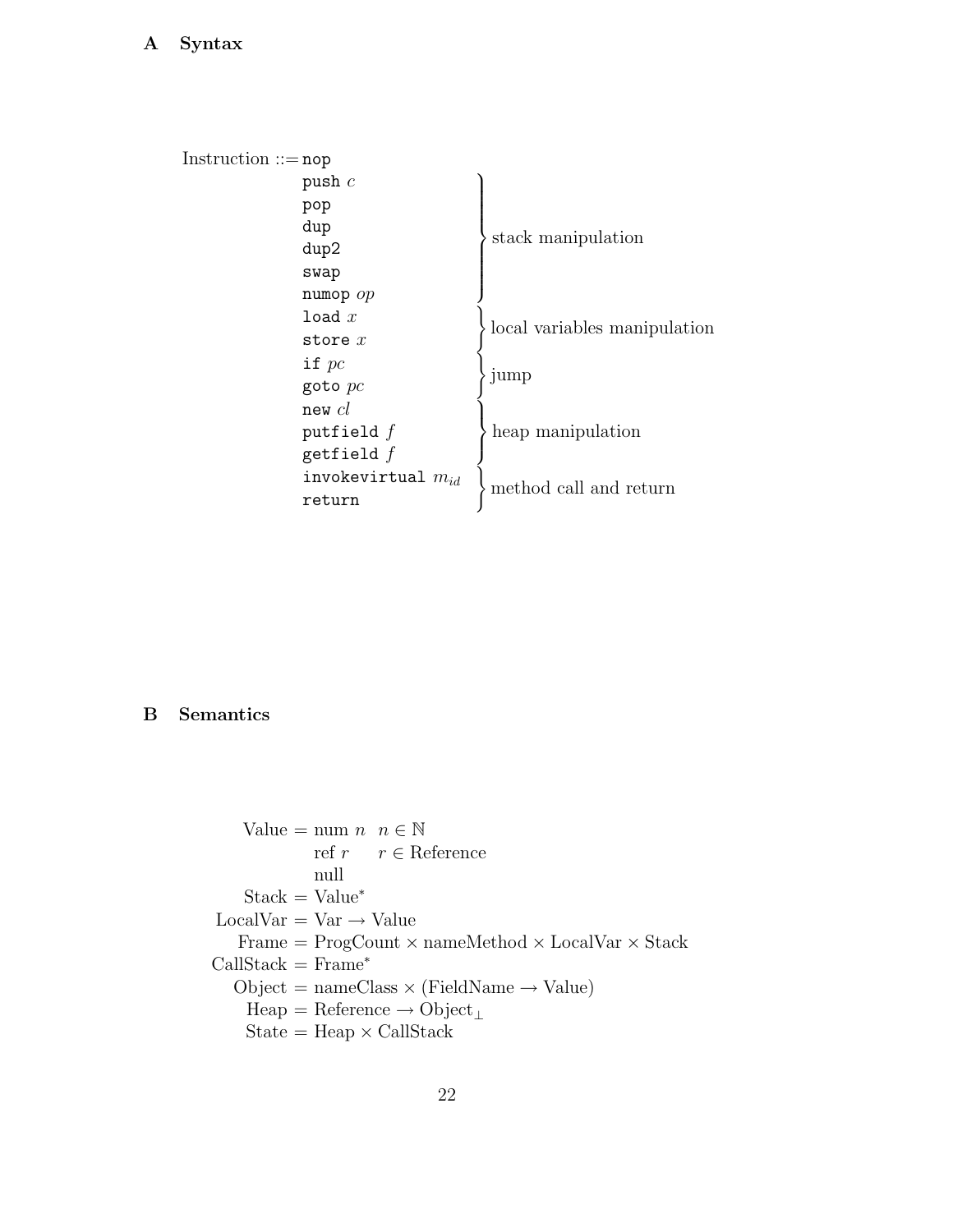## A Syntax

```
Instruction ::= nop
                push c              ⎫
                pop                 ⎪
                dup                 ⎪
                dup2                ⎬ stack manipulation
                swap                ⎪
                numop op            ⎭
                load x              ⎫
                store x             ⎭ local variables manipulation
                if pc               ⎫
                goto pc             ⎭ jump
                new cl              ⎫
                putfield f          ⎬ heap manipulation
                getfield f          ⎭
                invokevirtual m_id  ⎫
                return              ⎭ method call and return
```

## B Semantics

$$
\begin{aligned}
\text{Value} &= \text{num } n \quad n \in \mathbb{N} \\
&\phantom{=}\ \text{ref } r \quad\ \ r \in \text{Reference} \\
&\phantom{=}\ \text{null} \\
\text{Stack} &= \text{Value}^* \\
\text{LocalVar} &= \text{Var} \to \text{Value} \\
\text{Frame} &= \text{ProgCount} \times \text{nameMethod} \times \text{LocalVar} \times \text{Stack} \\
\text{CallStack} &= \text{Frame}^* \\
\text{Object} &= \text{nameClass} \times (\text{FieldName} \to \text{Value}) \\
\text{Heap} &= \text{Reference} \to \text{Object}_\perp \\
\text{State} &= \text{Heap} \times \text{CallStack}
\end{aligned}
$$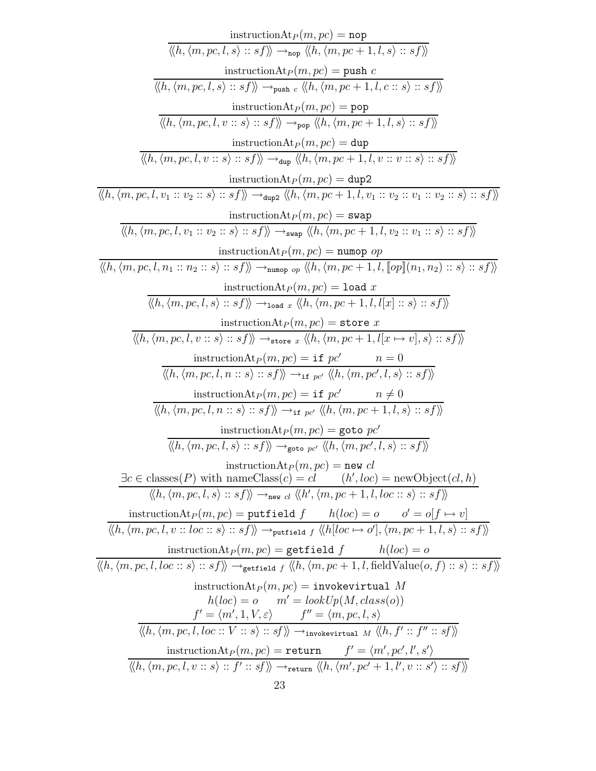$$\frac{\text{instructionAt}_P(m, pc) = \texttt{nop}}{\langle\!\langle h, \langle m, pc, l, s\rangle :: sf\rangle\!\rangle \rightarrow_{\texttt{nop}} \langle\!\langle h, \langle m, pc+1, l, s\rangle :: sf\rangle\!\rangle}$$

$$\frac{\text{instructionAt}_P(m, pc) = \texttt{push}\ c}{\langle\!\langle h, \langle m, pc, l, s\rangle :: sf\rangle\!\rangle \rightarrow_{\texttt{push}\ c} \langle\!\langle h, \langle m, pc+1, l, c :: s\rangle :: sf\rangle\!\rangle}$$

$$\frac{\text{instructionAt}_P(m, pc) = \texttt{pop}}{\langle\!\langle h, \langle m, pc, l, v :: s\rangle :: sf\rangle\!\rangle \rightarrow_{\texttt{pop}} \langle\!\langle h, \langle m, pc+1, l, s\rangle :: sf\rangle\!\rangle}$$

$$\frac{\text{instructionAt}_P(m, pc) = \texttt{dup}}{\langle\!\langle h, \langle m, pc, l, v :: s\rangle :: sf\rangle\!\rangle \rightarrow_{\texttt{dup}} \langle\!\langle h, \langle m, pc+1, l, v :: v :: s\rangle :: sf\rangle\!\rangle}$$

$$\frac{\text{instructionAt}_P(m, pc) = \texttt{dup2}}{\langle\!\langle h, \langle m, pc, l, v_1 :: v_2 :: s\rangle :: sf\rangle\!\rangle \rightarrow_{\texttt{dup2}} \langle\!\langle h, \langle m, pc+1, l, v_1 :: v_2 :: v_1 :: v_2 :: s\rangle :: sf\rangle\!\rangle}$$

$$\frac{\text{instructionAt}_P(m, pc) = \texttt{swap}}{\langle\!\langle h, \langle m, pc, l, v_1 :: v_2 :: s\rangle :: sf\rangle\!\rangle \rightarrow_{\texttt{swap}} \langle\!\langle h, \langle m, pc+1, l, v_2 :: v_1 :: s\rangle :: sf\rangle\!\rangle}$$

$$\frac{\text{instructionAt}_P(m, pc) = \texttt{numop}\ op}{\langle\!\langle h, \langle m, pc, l, n_1 :: n_2 :: s\rangle :: sf\rangle\!\rangle \rightarrow_{\texttt{numop}\ op} \langle\!\langle h, \langle m, pc+1, l, [\![op]\!](n_1, n_2) :: s\rangle :: sf\rangle\!\rangle}$$

$$\frac{\text{instructionAt}_P(m, pc) = \texttt{load}\ x}{\langle\!\langle h, \langle m, pc, l, s\rangle :: sf\rangle\!\rangle \rightarrow_{\texttt{load}\ x} \langle\!\langle h, \langle m, pc+1, l, l[x] :: s\rangle :: sf\rangle\!\rangle}$$

$$\frac{\text{instructionAt}_P(m, pc) = \texttt{store}\ x}{\langle\!\langle h, \langle m, pc, l, v :: s\rangle :: sf\rangle\!\rangle \rightarrow_{\texttt{store}\ x} \langle\!\langle h, \langle m, pc+1, l[x \mapsto v], s\rangle :: sf\rangle\!\rangle}$$

$$\frac{\text{instructionAt}_P(m, pc) = \texttt{if}\ pc' \qquad n = 0}{\langle\!\langle h, \langle m, pc, l, n :: s\rangle :: sf\rangle\!\rangle \rightarrow_{\texttt{if}\ pc'} \langle\!\langle h, \langle m, pc', l, s\rangle :: sf\rangle\!\rangle}$$

$$\frac{\text{instructionAt}_P(m, pc) = \texttt{if}\ pc' \qquad n \neq 0}{\langle\!\langle h, \langle m, pc, l, n :: s\rangle :: sf\rangle\!\rangle \rightarrow_{\texttt{if}\ pc'} \langle\!\langle h, \langle m, pc+1, l, s\rangle :: sf\rangle\!\rangle}$$

$$\frac{\text{instructionAt}_P(m, pc) = \texttt{goto}\ pc'}{\langle\!\langle h, \langle m, pc, l, s\rangle :: sf\rangle\!\rangle \rightarrow_{\texttt{goto}\ pc'} \langle\!\langle h, \langle m, pc', l, s\rangle :: sf\rangle\!\rangle}$$

$$\frac{\begin{array}{c}\text{instructionAt}_P(m, pc) = \texttt{new}\ cl \\ \exists c \in \text{classes}(P) \text{ with nameClass}(c) = cl \qquad (h', loc) = \text{newObject}(cl, h)\end{array}}{\langle\!\langle h, \langle m, pc, l, s\rangle :: sf\rangle\!\rangle \rightarrow_{\texttt{new}\ cl} \langle\!\langle h', \langle m, pc+1, l, loc :: s\rangle :: sf\rangle\!\rangle}$$

$$\frac{\text{instructionAt}_P(m, pc) = \texttt{putfield}\ f \qquad h(loc) = o \qquad o' = o[f \mapsto v]}{\langle\!\langle h, \langle m, pc, l, v :: loc :: s\rangle :: sf\rangle\!\rangle \rightarrow_{\texttt{putfield}\ f} \langle\!\langle h[loc \mapsto o'], \langle m, pc+1, l, s\rangle :: sf\rangle\!\rangle}$$

$$\frac{\text{instructionAt}_P(m, pc) = \texttt{getfield}\ f \qquad h(loc) = o}{\langle\!\langle h, \langle m, pc, l, loc :: s\rangle :: sf\rangle\!\rangle \rightarrow_{\texttt{getfield}\ f} \langle\!\langle h, \langle m, pc+1, l, \text{fieldValue}(o, f) :: s\rangle :: sf\rangle\!\rangle}$$

$$\frac{\begin{array}{c}\text{instructionAt}_P(m, pc) = \texttt{invokevirtual}\ M \\ h(loc) = o \qquad m' = lookUp(M, class(o)) \\ f' = \langle m', 1, V, \varepsilon\rangle \qquad f'' = \langle m, pc, l, s\rangle\end{array}}{\langle\!\langle h, \langle m, pc, l, loc :: V :: s\rangle :: sf\rangle\!\rangle \rightarrow_{\texttt{invokevirtual}\ M} \langle\!\langle h, f' :: f'' :: sf\rangle\!\rangle}$$

$$\frac{\text{instructionAt}_P(m, pc) = \texttt{return} \qquad f' = \langle m', pc', l', s'\rangle}{\langle\!\langle h, \langle m, pc, l, v :: s\rangle :: f' :: sf\rangle\!\rangle \rightarrow_{\texttt{return}} \langle\!\langle h, \langle m', pc'+1, l', v :: s'\rangle :: sf\rangle\!\rangle}$$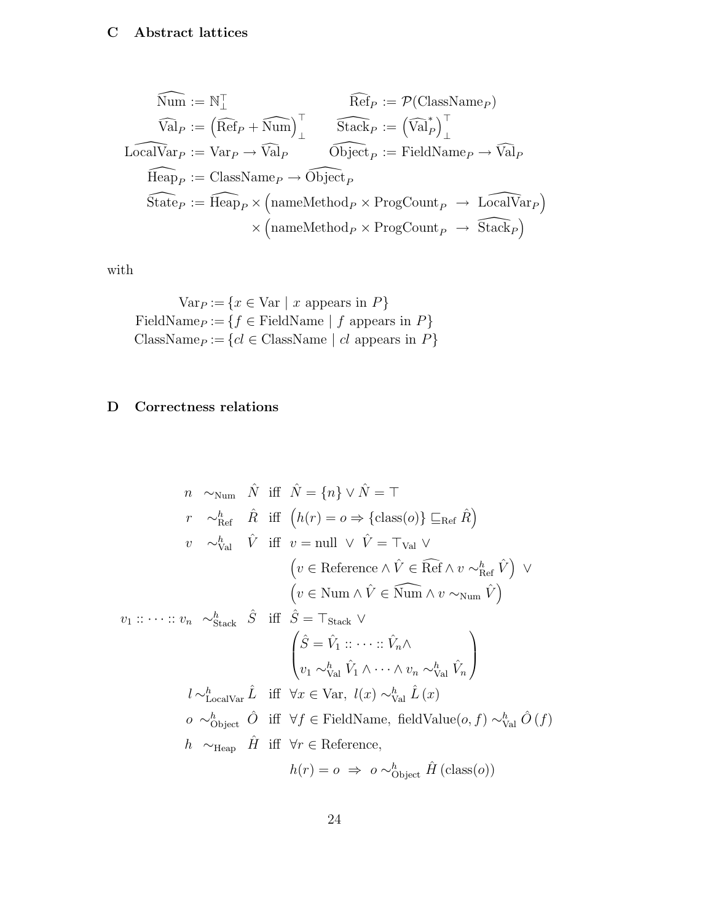## C Abstract lattices

$$
\begin{aligned}
\widehat{\text{Num}} &:= \mathbb{N}_{\bot}^{\top} & \widehat{\text{Ref}}_P &:= \mathcal{P}(\text{ClassName}_P) \\
\widehat{\text{Val}}_P &:= \left(\widehat{\text{Ref}}_P + \widehat{\text{Num}}\right)_{\bot}^{\top} & \widehat{\text{Stack}}_P &:= \left(\widehat{\text{Val}}_P^*\right)_{\bot}^{\top} \\
\widehat{\text{LocalVar}}_P &:= \text{Var}_P \to \widehat{\text{Val}}_P & \widehat{\text{Object}}_P &:= \text{FieldName}_P \to \widehat{\text{Val}}_P \\
\widehat{\text{Heap}}_P &:= \text{ClassName}_P \to \widehat{\text{Object}}_P & & \\
\widehat{\text{State}}_P &:= \widehat{\text{Heap}}_P \times \left(\text{nameMethod}_P \times \text{ProgCount}_P \ \to \ \widehat{\text{LocalVar}}_P\right) & & \\
& \qquad \times \left(\text{nameMethod}_P \times \text{ProgCount}_P \ \to \ \widehat{\text{Stack}}_P\right) & &
\end{aligned}
$$

with

$$
\begin{aligned}
\text{Var}_P &:= \{x \in \text{Var} \mid x \text{ appears in } P\} \\
\text{FieldName}_P &:= \{f \in \text{FieldName} \mid f \text{ appears in } P\} \\
\text{ClassName}_P &:= \{cl \in \text{ClassName} \mid cl \text{ appears in } P\}
\end{aligned}
$$

## D Correctness relations

$$
\begin{aligned}
n \ &\sim_{\text{Num}} \ \hat{N} \ \text{ iff } \ \hat{N} = \{n\} \lor \hat{N} = \top \\
r \ &\sim^h_{\text{Ref}} \ \hat{R} \ \text{ iff } \ \left(h(r) = o \Rightarrow \{\text{class}(o)\} \sqsubseteq_{\text{Ref}} \hat{R}\right) \\
v \ &\sim^h_{\text{Val}} \ \hat{V} \ \text{ iff } \ v = \text{null} \ \lor \ \hat{V} = \top_{\text{Val}} \ \lor \\
& \qquad \left(v \in \text{Reference} \land \hat{V} \in \widehat{\text{Ref}} \land v \sim^h_{\text{Ref}} \hat{V}\right) \ \lor \\
& \qquad \left(v \in \text{Num} \land \hat{V} \in \widehat{\text{Num}} \land v \sim_{\text{Num}} \hat{V}\right) \\
v_1 :: \cdots :: v_n \ &\sim^h_{\text{Stack}} \ \hat{S} \ \text{ iff } \ \hat{S} = \top_{\text{Stack}} \ \lor \\
& \qquad \begin{pmatrix} \hat{S} = \hat{V}_1 :: \cdots :: \hat{V}_n \land \\ v_1 \sim^h_{\text{Val}} \hat{V}_1 \land \cdots \land v_n \sim^h_{\text{Val}} \hat{V}_n \end{pmatrix} \\
l \ &\sim^h_{\text{LocalVar}} \ \hat{L} \ \text{ iff } \ \forall x \in \text{Var},\ l(x) \sim^h_{\text{Val}} \hat{L}\,(x) \\
o \ &\sim^h_{\text{Object}} \ \hat{O} \ \text{ iff } \ \forall f \in \text{FieldName},\ \text{fieldValue}(o, f) \sim^h_{\text{Val}} \hat{O}\,(f) \\
h \ &\sim_{\text{Heap}} \ \hat{H} \ \text{ iff } \ \forall r \in \text{Reference}, \\
& \qquad h(r) = o \ \Rightarrow \ o \sim^h_{\text{Object}} \hat{H}\,(\text{class}(o))
\end{aligned}
$$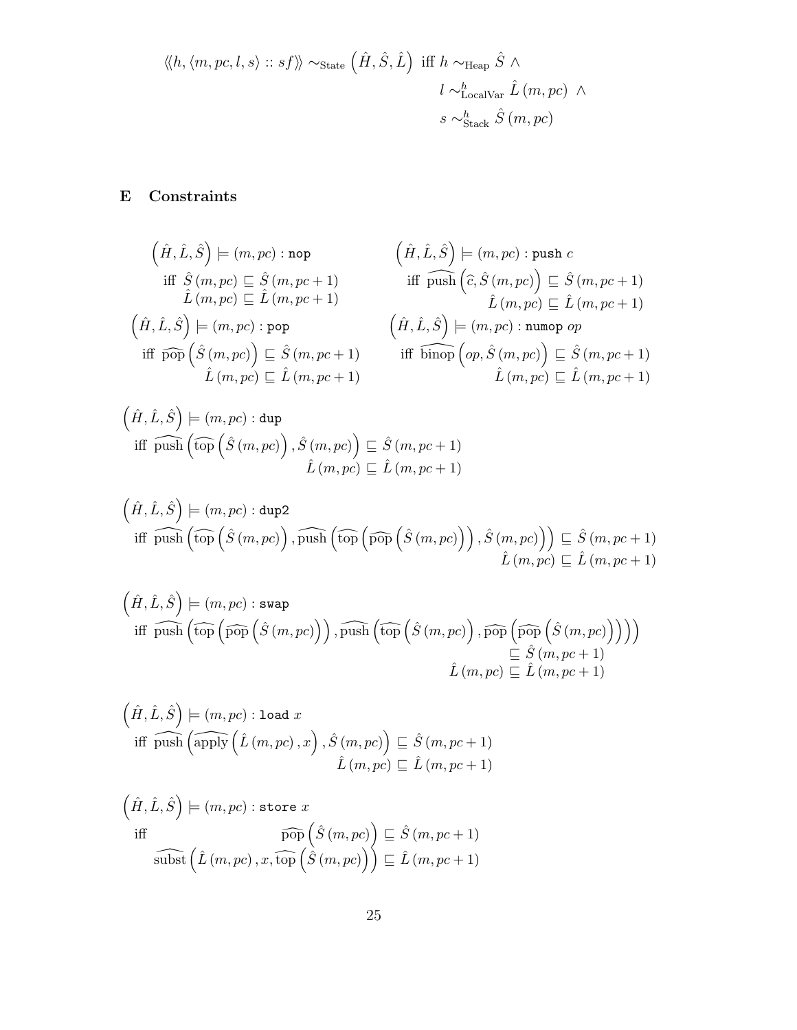$$\langle\!\langle h, \langle m, pc, l, s \rangle :: sf \rangle\!\rangle \sim_{\text{State}} \left(\hat{H}, \hat{S}, \hat{L}\right) \text{ iff } h \sim_{\text{Heap}} \hat{S} \;\wedge\; l \sim^{h}_{\text{LocalVar}} \hat{L}(m, pc) \;\wedge\; s \sim^{h}_{\text{Stack}} \hat{S}(m, pc)$$

## E Constraints

$$\left(\hat{H}, \hat{L}, \hat{S}\right) \models (m, pc) : \texttt{nop} \quad \text{iff} \quad \hat{S}(m, pc) \sqsubseteq \hat{S}(m, pc+1), \quad \hat{L}(m, pc) \sqsubseteq \hat{L}(m, pc+1)$$

$$\left(\hat{H}, \hat{L}, \hat{S}\right) \models (m, pc) : \texttt{push}\ c \quad \text{iff} \quad \widehat{\text{push}}\left(\widehat{c}, \hat{S}(m, pc)\right) \sqsubseteq \hat{S}(m, pc+1), \quad \hat{L}(m, pc) \sqsubseteq \hat{L}(m, pc+1)$$

$$\left(\hat{H}, \hat{L}, \hat{S}\right) \models (m, pc) : \texttt{pop} \quad \text{iff} \quad \widehat{\text{pop}}\left(\hat{S}(m, pc)\right) \sqsubseteq \hat{S}(m, pc+1), \quad \hat{L}(m, pc) \sqsubseteq \hat{L}(m, pc+1)$$

$$\left(\hat{H}, \hat{L}, \hat{S}\right) \models (m, pc) : \texttt{numop}\ op \quad \text{iff} \quad \widehat{\text{binop}}\left(op, \hat{S}(m, pc)\right) \sqsubseteq \hat{S}(m, pc+1), \quad \hat{L}(m, pc) \sqsubseteq \hat{L}(m, pc+1)$$

$$\left(\hat{H}, \hat{L}, \hat{S}\right) \models (m, pc) : \texttt{dup} \quad \text{iff} \quad \widehat{\text{push}}\left(\widehat{\text{top}}\left(\hat{S}(m, pc)\right), \hat{S}(m, pc)\right) \sqsubseteq \hat{S}(m, pc+1), \quad \hat{L}(m, pc) \sqsubseteq \hat{L}(m, pc+1)$$

$$\left(\hat{H}, \hat{L}, \hat{S}\right) \models (m, pc) : \texttt{dup2} \quad \text{iff} \quad \widehat{\text{push}}\left(\widehat{\text{top}}\left(\hat{S}(m, pc)\right), \widehat{\text{push}}\left(\widehat{\text{top}}\left(\widehat{\text{pop}}\left(\hat{S}(m, pc)\right)\right), \hat{S}(m, pc)\right)\right) \sqsubseteq \hat{S}(m, pc+1), \quad \hat{L}(m, pc) \sqsubseteq \hat{L}(m, pc+1)$$

$$\left(\hat{H}, \hat{L}, \hat{S}\right) \models (m, pc) : \texttt{swap} \quad \text{iff} \quad \widehat{\text{push}}\left(\widehat{\text{top}}\left(\widehat{\text{pop}}\left(\hat{S}(m, pc)\right)\right), \widehat{\text{push}}\left(\widehat{\text{top}}\left(\hat{S}(m, pc)\right), \widehat{\text{pop}}\left(\widehat{\text{pop}}\left(\hat{S}(m, pc)\right)\right)\right)\right) \sqsubseteq \hat{S}(m, pc+1), \quad \hat{L}(m, pc) \sqsubseteq \hat{L}(m, pc+1)$$

$$\left(\hat{H}, \hat{L}, \hat{S}\right) \models (m, pc) : \texttt{load}\ x \quad \text{iff} \quad \widehat{\text{push}}\left(\widehat{\text{apply}}\left(\hat{L}(m, pc), x\right), \hat{S}(m, pc)\right) \sqsubseteq \hat{S}(m, pc+1), \quad \hat{L}(m, pc) \sqsubseteq \hat{L}(m, pc+1)$$

$$\left(\hat{H}, \hat{L}, \hat{S}\right) \models (m, pc) : \texttt{store}\ x \quad \text{iff} \quad \widehat{\text{pop}}\left(\hat{S}(m, pc)\right) \sqsubseteq \hat{S}(m, pc+1), \quad \widehat{\text{subst}}\left(\hat{L}(m, pc), x, \widehat{\text{top}}\left(\hat{S}(m, pc)\right)\right) \sqsubseteq \hat{L}(m, pc+1)$$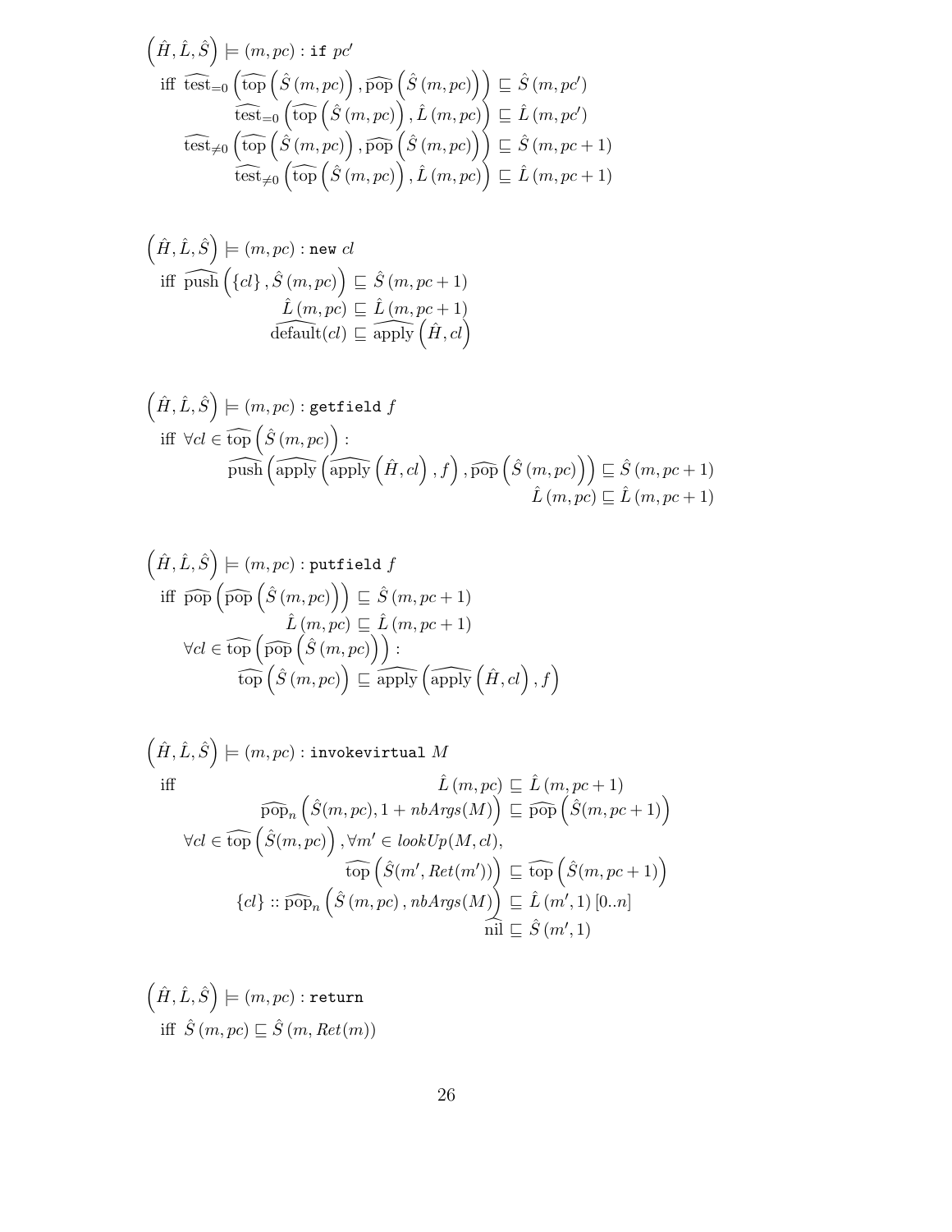$$
\begin{aligned}
&\left(\hat{H},\hat{L},\hat{S}\right) \models (m,pc) : \texttt{if}\ pc' \\
&\text{iff}\ \ \widehat{\text{test}}_{=0}\left(\widehat{\text{top}}\left(\hat{S}\left(m,pc\right)\right), \widehat{\text{pop}}\left(\hat{S}\left(m,pc\right)\right)\right) \sqsubseteq \hat{S}\left(m,pc'\right) \\
&\qquad\quad \widehat{\text{test}}_{=0}\left(\widehat{\text{top}}\left(\hat{S}\left(m,pc\right)\right), \hat{L}\left(m,pc\right)\right) \sqsubseteq \hat{L}\left(m,pc'\right) \\
&\qquad \widehat{\text{test}}_{\neq 0}\left(\widehat{\text{top}}\left(\hat{S}\left(m,pc\right)\right), \widehat{\text{pop}}\left(\hat{S}\left(m,pc\right)\right)\right) \sqsubseteq \hat{S}\left(m,pc+1\right) \\
&\qquad\quad \widehat{\text{test}}_{\neq 0}\left(\widehat{\text{top}}\left(\hat{S}\left(m,pc\right)\right), \hat{L}\left(m,pc\right)\right) \sqsubseteq \hat{L}\left(m,pc+1\right)
\end{aligned}
$$

$$
\begin{aligned}
&\left(\hat{H},\hat{L},\hat{S}\right) \models (m,pc) : \texttt{new}\ cl \\
&\text{iff}\ \ \widehat{\text{push}}\left(\{cl\}, \hat{S}\left(m,pc\right)\right) \sqsubseteq \hat{S}\left(m,pc+1\right) \\
&\qquad\qquad \hat{L}\left(m,pc\right) \sqsubseteq \hat{L}\left(m,pc+1\right) \\
&\qquad\qquad \widehat{\text{default}}(cl) \sqsubseteq \widehat{\text{apply}}\left(\hat{H}, cl\right)
\end{aligned}
$$

$$
\begin{aligned}
&\left(\hat{H},\hat{L},\hat{S}\right) \models (m,pc) : \texttt{getfield}\ f \\
&\text{iff}\ \ \forall cl \in \widehat{\text{top}}\left(\hat{S}\left(m,pc\right)\right) : \\
&\qquad\qquad \widehat{\text{push}}\left(\widehat{\text{apply}}\left(\widehat{\text{apply}}\left(\hat{H}, cl\right), f\right), \widehat{\text{pop}}\left(\hat{S}\left(m,pc\right)\right)\right) \sqsubseteq \hat{S}\left(m,pc+1\right) \\
&\qquad\qquad \hat{L}\left(m,pc\right) \sqsubseteq \hat{L}\left(m,pc+1\right)
\end{aligned}
$$

$$
\begin{aligned}
&\left(\hat{H},\hat{L},\hat{S}\right) \models (m,pc) : \texttt{putfield}\ f \\
&\text{iff}\ \ \widehat{\text{pop}}\left(\widehat{\text{pop}}\left(\hat{S}\left(m,pc\right)\right)\right) \sqsubseteq \hat{S}\left(m,pc+1\right) \\
&\qquad\qquad \hat{L}\left(m,pc\right) \sqsubseteq \hat{L}\left(m,pc+1\right) \\
&\qquad \forall cl \in \widehat{\text{top}}\left(\widehat{\text{pop}}\left(\hat{S}\left(m,pc\right)\right)\right) : \\
&\qquad\qquad \widehat{\text{top}}\left(\hat{S}\left(m,pc\right)\right) \sqsubseteq \widehat{\text{apply}}\left(\widehat{\text{apply}}\left(\hat{H}, cl\right), f\right)
\end{aligned}
$$

$$
\begin{aligned}
&\left(\hat{H},\hat{L},\hat{S}\right) \models (m,pc) : \texttt{invokevirtual}\ M \\
&\text{iff}\qquad\qquad \hat{L}\left(m,pc\right) \sqsubseteq \hat{L}\left(m,pc+1\right) \\
&\qquad\qquad \widehat{\text{pop}}_n\left(\hat{S}(m,pc), 1 + \mathit{nbArgs}(M)\right) \sqsubseteq \widehat{\text{pop}}\left(\hat{S}(m,pc+1)\right) \\
&\qquad \forall cl \in \widehat{\text{top}}\left(\hat{S}(m,pc)\right), \forall m' \in \mathit{lookUp}(M,cl), \\
&\qquad\qquad \widehat{\text{top}}\left(\hat{S}(m', \mathit{Ret}(m'))\right) \sqsubseteq \widehat{\text{top}}\left(\hat{S}(m,pc+1)\right) \\
&\qquad\qquad \{cl\} :: \widehat{\text{pop}}_n\left(\hat{S}\left(m,pc\right), \mathit{nbArgs}(M)\right) \sqsubseteq \hat{L}\left(m',1\right)[0..n] \\
&\qquad\qquad \widehat{\text{nil}} \sqsubseteq \hat{S}\left(m',1\right)
\end{aligned}
$$

$$
\begin{aligned}
&\left(\hat{H},\hat{L},\hat{S}\right) \models (m,pc) : \texttt{return} \\
&\text{iff}\ \ \hat{S}\left(m,pc\right) \sqsubseteq \hat{S}\left(m, \mathit{Ret}(m)\right)
\end{aligned}
$$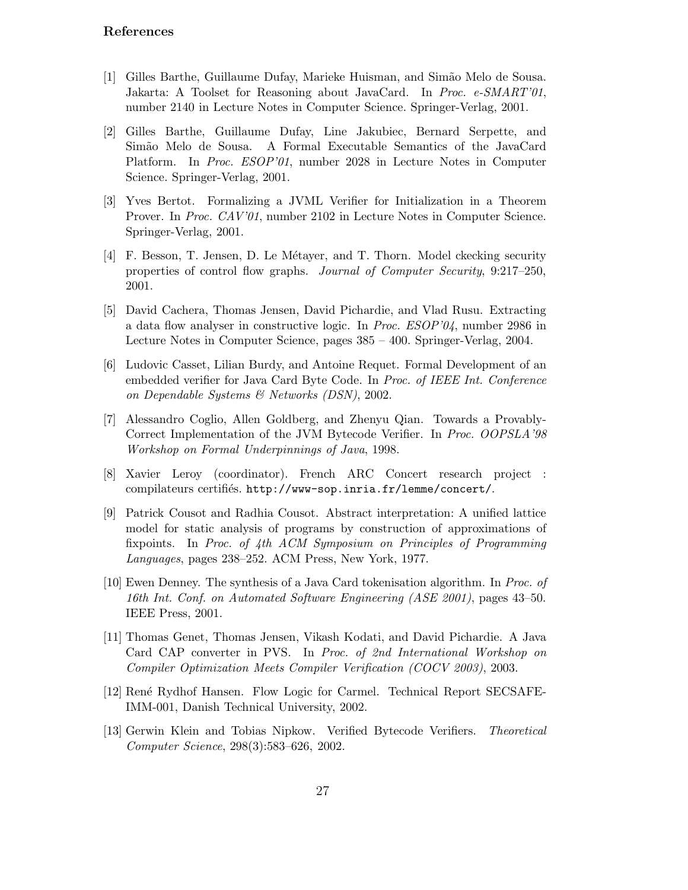## References

[1] Gilles Barthe, Guillaume Dufay, Marieke Huisman, and Simão Melo de Sousa. Jakarta: A Toolset for Reasoning about JavaCard. In *Proc. e-SMART'01*, number 2140 in Lecture Notes in Computer Science. Springer-Verlag, 2001.

[2] Gilles Barthe, Guillaume Dufay, Line Jakubiec, Bernard Serpette, and Simão Melo de Sousa. A Formal Executable Semantics of the JavaCard Platform. In *Proc. ESOP'01*, number 2028 in Lecture Notes in Computer Science. Springer-Verlag, 2001.

[3] Yves Bertot. Formalizing a JVML Verifier for Initialization in a Theorem Prover. In *Proc. CAV'01*, number 2102 in Lecture Notes in Computer Science. Springer-Verlag, 2001.

[4] F. Besson, T. Jensen, D. Le Métayer, and T. Thorn. Model ckecking security properties of control flow graphs. *Journal of Computer Security*, 9:217–250, 2001.

[5] David Cachera, Thomas Jensen, David Pichardie, and Vlad Rusu. Extracting a data flow analyser in constructive logic. In *Proc. ESOP'04*, number 2986 in Lecture Notes in Computer Science, pages 385 – 400. Springer-Verlag, 2004.

[6] Ludovic Casset, Lilian Burdy, and Antoine Requet. Formal Development of an embedded verifier for Java Card Byte Code. In *Proc. of IEEE Int. Conference on Dependable Systems & Networks (DSN)*, 2002.

[7] Alessandro Coglio, Allen Goldberg, and Zhenyu Qian. Towards a Provably-Correct Implementation of the JVM Bytecode Verifier. In *Proc. OOPSLA'98 Workshop on Formal Underpinnings of Java*, 1998.

[8] Xavier Leroy (coordinator). French ARC Concert research project : compilateurs certifiés. `http://www-sop.inria.fr/lemme/concert/`.

[9] Patrick Cousot and Radhia Cousot. Abstract interpretation: A unified lattice model for static analysis of programs by construction of approximations of fixpoints. In *Proc. of 4th ACM Symposium on Principles of Programming Languages*, pages 238–252. ACM Press, New York, 1977.

[10] Ewen Denney. The synthesis of a Java Card tokenisation algorithm. In *Proc. of 16th Int. Conf. on Automated Software Engineering (ASE 2001)*, pages 43–50. IEEE Press, 2001.

[11] Thomas Genet, Thomas Jensen, Vikash Kodati, and David Pichardie. A Java Card CAP converter in PVS. In *Proc. of 2nd International Workshop on Compiler Optimization Meets Compiler Verification (COCV 2003)*, 2003.

[12] René Rydhof Hansen. Flow Logic for Carmel. Technical Report SECSAFE-IMM-001, Danish Technical University, 2002.

[13] Gerwin Klein and Tobias Nipkow. Verified Bytecode Verifiers. *Theoretical Computer Science*, 298(3):583–626, 2002.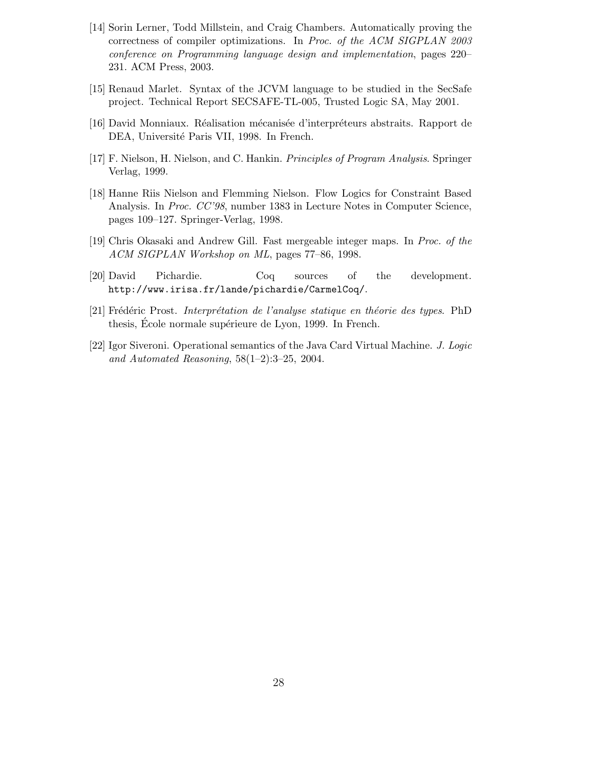[14] Sorin Lerner, Todd Millstein, and Craig Chambers. Automatically proving the correctness of compiler optimizations. In *Proc. of the ACM SIGPLAN 2003 conference on Programming language design and implementation*, pages 220–231. ACM Press, 2003.

[15] Renaud Marlet. Syntax of the JCVM language to be studied in the SecSafe project. Technical Report SECSAFE-TL-005, Trusted Logic SA, May 2001.

[16] David Monniaux. Réalisation mécanisée d'interpréteurs abstraits. Rapport de DEA, Université Paris VII, 1998. In French.

[17] F. Nielson, H. Nielson, and C. Hankin. *Principles of Program Analysis*. Springer Verlag, 1999.

[18] Hanne Riis Nielson and Flemming Nielson. Flow Logics for Constraint Based Analysis. In *Proc. CC'98*, number 1383 in Lecture Notes in Computer Science, pages 109–127. Springer-Verlag, 1998.

[19] Chris Okasaki and Andrew Gill. Fast mergeable integer maps. In *Proc. of the ACM SIGPLAN Workshop on ML*, pages 77–86, 1998.

[20] David Pichardie. Coq sources of the development. `http://www.irisa.fr/lande/pichardie/CarmelCoq/`.

[21] Frédéric Prost. *Interprétation de l'analyse statique en théorie des types*. PhD thesis, École normale supérieure de Lyon, 1999. In French.

[22] Igor Siveroni. Operational semantics of the Java Card Virtual Machine. *J. Logic and Automated Reasoning*, 58(1–2):3–25, 2004.